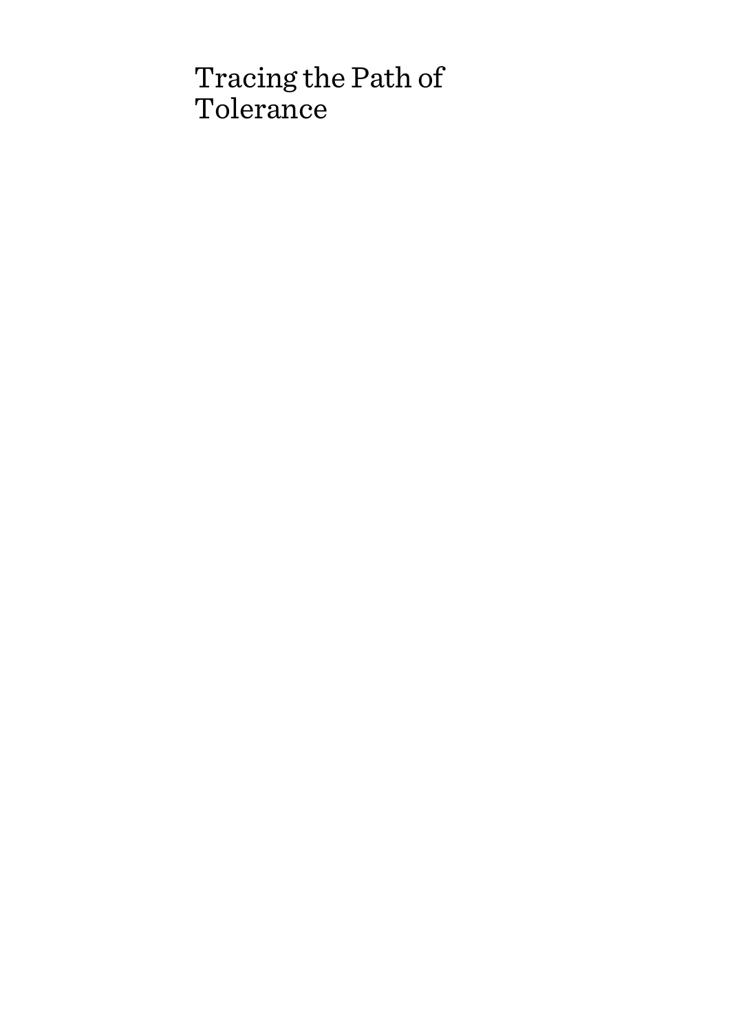# Tracing the Path of Tolerance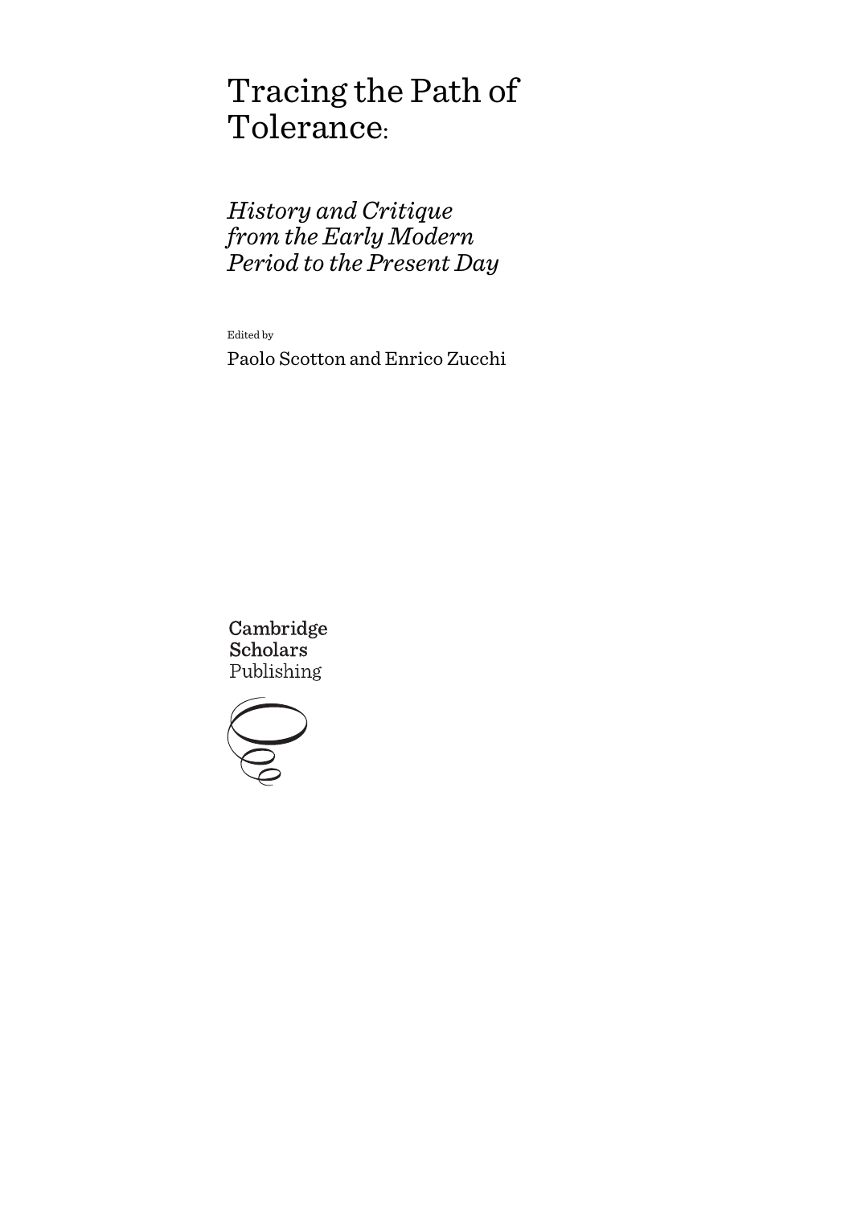# Tracing the Path of Tolerance:

## *History and Critique from the Early Modern Period to the Present Day*

Edited by

Paolo Scotton and Enrico Zucchi

Cambridge Scholars Publishing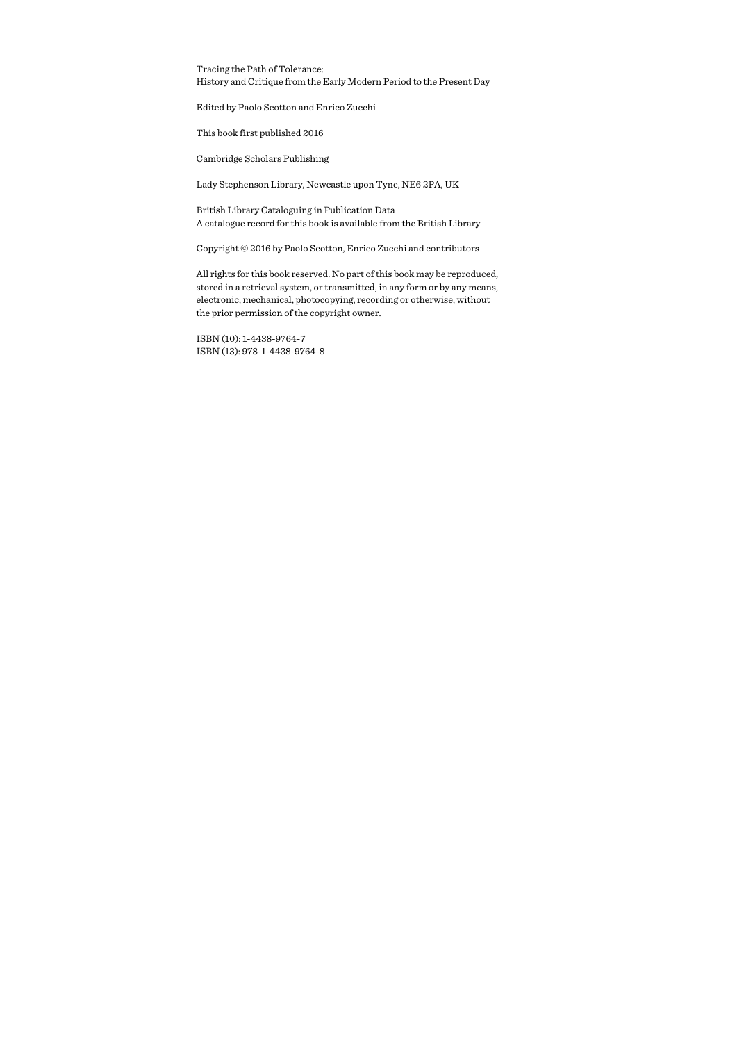Tracing the Path of Tolerance:
History and Critique from the Early Modern Period to the Present Day

Edited by Paolo Scotton and Enrico Zucchi

This book first published 2016

Cambridge Scholars Publishing

Lady Stephenson Library, Newcastle upon Tyne, NE6 2PA, UK

British Library Cataloguing in Publication Data
A catalogue record for this book is available from the British Library

Copyright © 2016 by Paolo Scotton, Enrico Zucchi and contributors

All rights for this book reserved. No part of this book may be reproduced, stored in a retrieval system, or transmitted, in any form or by any means, electronic, mechanical, photocopying, recording or otherwise, without the prior permission of the copyright owner.

ISBN (10): 1-4438-9764-7
ISBN (13): 978-1-4438-9764-8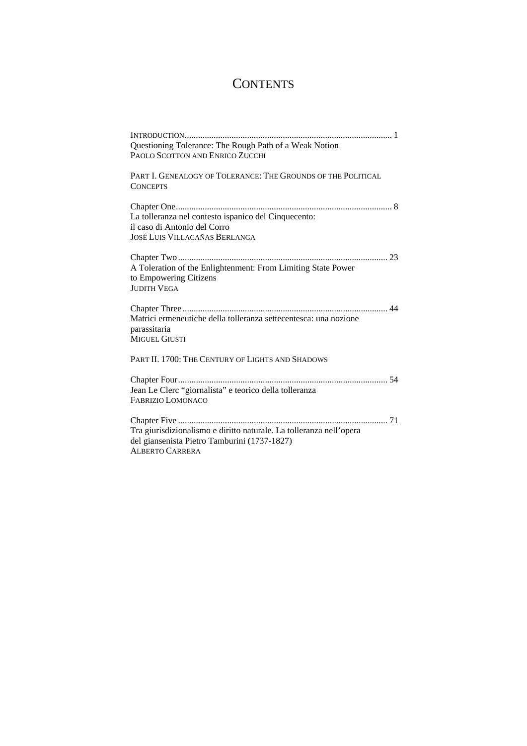# CONTENTS

INTRODUCTION ........................................................................................... 1
Questioning Tolerance: The Rough Path of a Weak Notion
PAOLO SCOTTON AND ENRICO ZUCCHI

PART I. GENEALOGY OF TOLERANCE: THE GROUNDS OF THE POLITICAL CONCEPTS

Chapter One ................................................................................................. 8
La tolleranza nel contesto ispanico del Cinquecento:
il caso di Antonio del Corro
JOSÉ LUIS VILLACAÑAS BERLANGA

Chapter Two ............................................................................................... 23
A Toleration of the Enlightenment: From Limiting State Power
to Empowering Citizens
JUDITH VEGA

Chapter Three ............................................................................................. 44
Matrici ermeneutiche della tolleranza settecentesca: una nozione
parassitaria
MIGUEL GIUSTI

PART II. 1700: THE CENTURY OF LIGHTS AND SHADOWS

Chapter Four ............................................................................................... 54
Jean Le Clerc "giornalista" e teorico della tolleranza
FABRIZIO LOMONACO

Chapter Five ............................................................................................... 71
Tra giurisdizionalismo e diritto naturale. La tolleranza nell'opera
del giansenista Pietro Tamburini (1737-1827)
ALBERTO CARRERA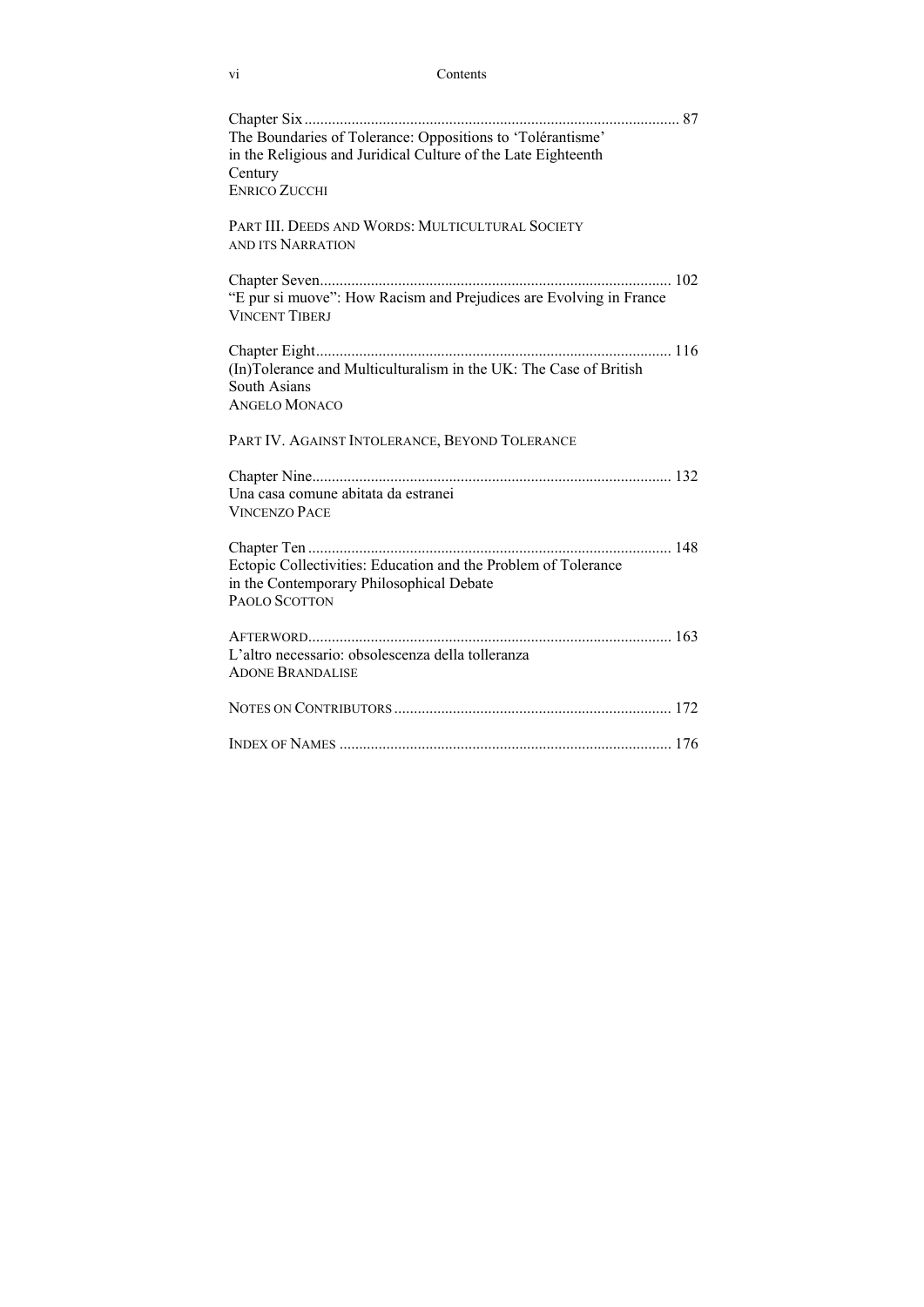Chapter Six ................................................................................................ 87
The Boundaries of Tolerance: Oppositions to 'Tolérantisme' in the Religious and Juridical Culture of the Late Eighteenth Century
ENRICO ZUCCHI

PART III. DEEDS AND WORDS: MULTICULTURAL SOCIETY AND ITS NARRATION

Chapter Seven.......................................................................................... 102
"E pur si muove": How Racism and Prejudices are Evolving in France
VINCENT TIBERJ

Chapter Eight........................................................................................... 116
(In)Tolerance and Multiculturalism in the UK: The Case of British South Asians
ANGELO MONACO

PART IV. AGAINST INTOLERANCE, BEYOND TOLERANCE

Chapter Nine............................................................................................ 132
Una casa comune abitata da estranei
VINCENZO PACE

Chapter Ten ............................................................................................. 148
Ectopic Collectivities: Education and the Problem of Tolerance in the Contemporary Philosophical Debate
PAOLO SCOTTON

AFTERWORD............................................................................................ 163
L'altro necessario: obsolescenza della tolleranza
ADONE BRANDALISE

NOTES ON CONTRIBUTORS ....................................................................... 172

INDEX OF NAMES ..................................................................................... 176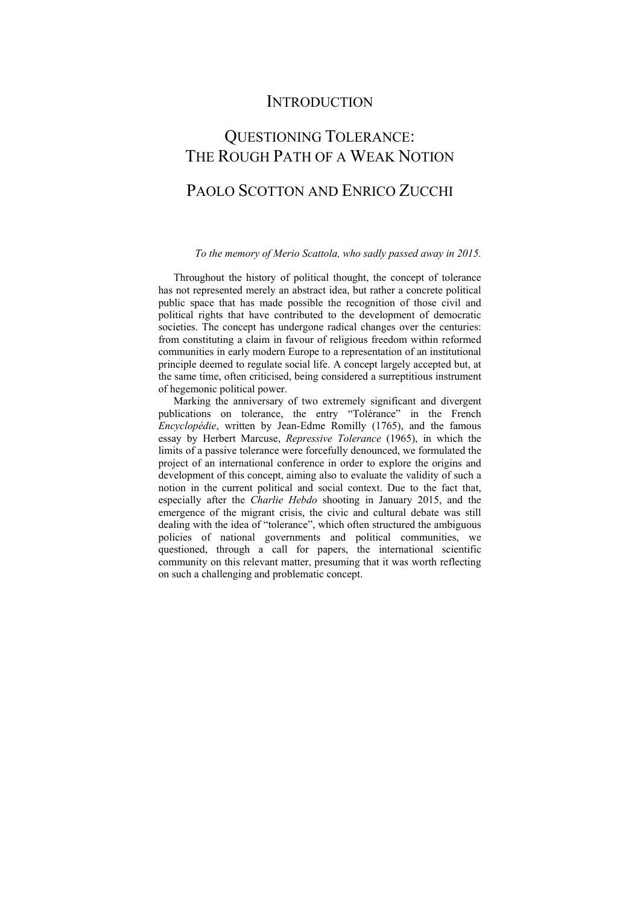# Introduction

# Questioning Tolerance: The Rough Path of a Weak Notion

## Paolo Scotton and Enrico Zucchi

*To the memory of Merio Scattola, who sadly passed away in 2015.*

Throughout the history of political thought, the concept of tolerance has not represented merely an abstract idea, but rather a concrete political public space that has made possible the recognition of those civil and political rights that have contributed to the development of democratic societies. The concept has undergone radical changes over the centuries: from constituting a claim in favour of religious freedom within reformed communities in early modern Europe to a representation of an institutional principle deemed to regulate social life. A concept largely accepted but, at the same time, often criticised, being considered a surreptitious instrument of hegemonic political power.

Marking the anniversary of two extremely significant and divergent publications on tolerance, the entry "Tolérance" in the French *Encyclopédie*, written by Jean-Edme Romilly (1765), and the famous essay by Herbert Marcuse, *Repressive Tolerance* (1965), in which the limits of a passive tolerance were forcefully denounced, we formulated the project of an international conference in order to explore the origins and development of this concept, aiming also to evaluate the validity of such a notion in the current political and social context. Due to the fact that, especially after the *Charlie Hebdo* shooting in January 2015, and the emergence of the migrant crisis, the civic and cultural debate was still dealing with the idea of "tolerance", which often structured the ambiguous policies of national governments and political communities, we questioned, through a call for papers, the international scientific community on this relevant matter, presuming that it was worth reflecting on such a challenging and problematic concept.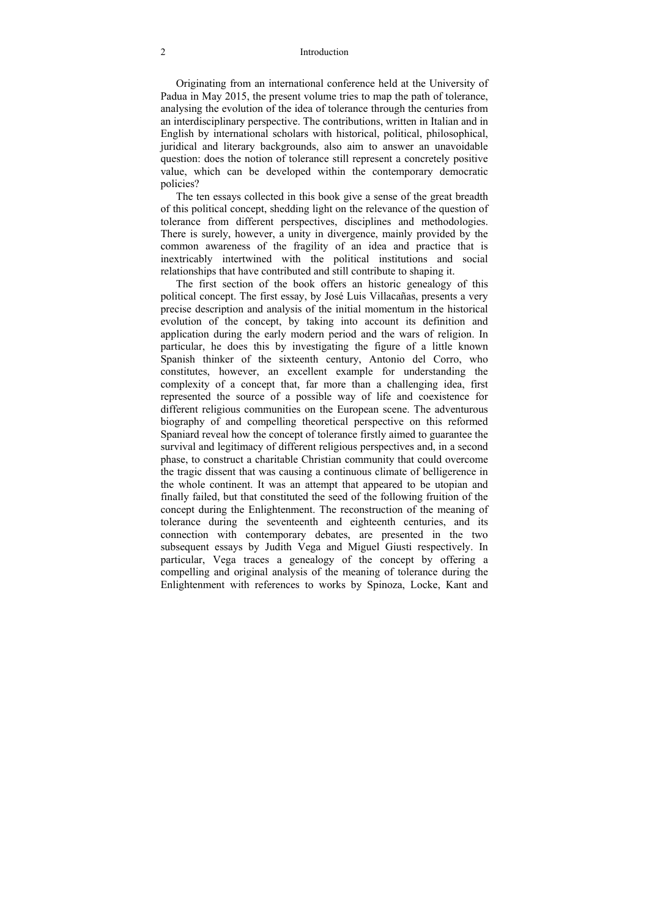Originating from an international conference held at the University of Padua in May 2015, the present volume tries to map the path of tolerance, analysing the evolution of the idea of tolerance through the centuries from an interdisciplinary perspective. The contributions, written in Italian and in English by international scholars with historical, political, philosophical, juridical and literary backgrounds, also aim to answer an unavoidable question: does the notion of tolerance still represent a concretely positive value, which can be developed within the contemporary democratic policies?

The ten essays collected in this book give a sense of the great breadth of this political concept, shedding light on the relevance of the question of tolerance from different perspectives, disciplines and methodologies. There is surely, however, a unity in divergence, mainly provided by the common awareness of the fragility of an idea and practice that is inextricably intertwined with the political institutions and social relationships that have contributed and still contribute to shaping it.

The first section of the book offers an historic genealogy of this political concept. The first essay, by José Luis Villacañas, presents a very precise description and analysis of the initial momentum in the historical evolution of the concept, by taking into account its definition and application during the early modern period and the wars of religion. In particular, he does this by investigating the figure of a little known Spanish thinker of the sixteenth century, Antonio del Corro, who constitutes, however, an excellent example for understanding the complexity of a concept that, far more than a challenging idea, first represented the source of a possible way of life and coexistence for different religious communities on the European scene. The adventurous biography of and compelling theoretical perspective on this reformed Spaniard reveal how the concept of tolerance firstly aimed to guarantee the survival and legitimacy of different religious perspectives and, in a second phase, to construct a charitable Christian community that could overcome the tragic dissent that was causing a continuous climate of belligerence in the whole continent. It was an attempt that appeared to be utopian and finally failed, but that constituted the seed of the following fruition of the concept during the Enlightenment. The reconstruction of the meaning of tolerance during the seventeenth and eighteenth centuries, and its connection with contemporary debates, are presented in the two subsequent essays by Judith Vega and Miguel Giusti respectively. In particular, Vega traces a genealogy of the concept by offering a compelling and original analysis of the meaning of tolerance during the Enlightenment with references to works by Spinoza, Locke, Kant and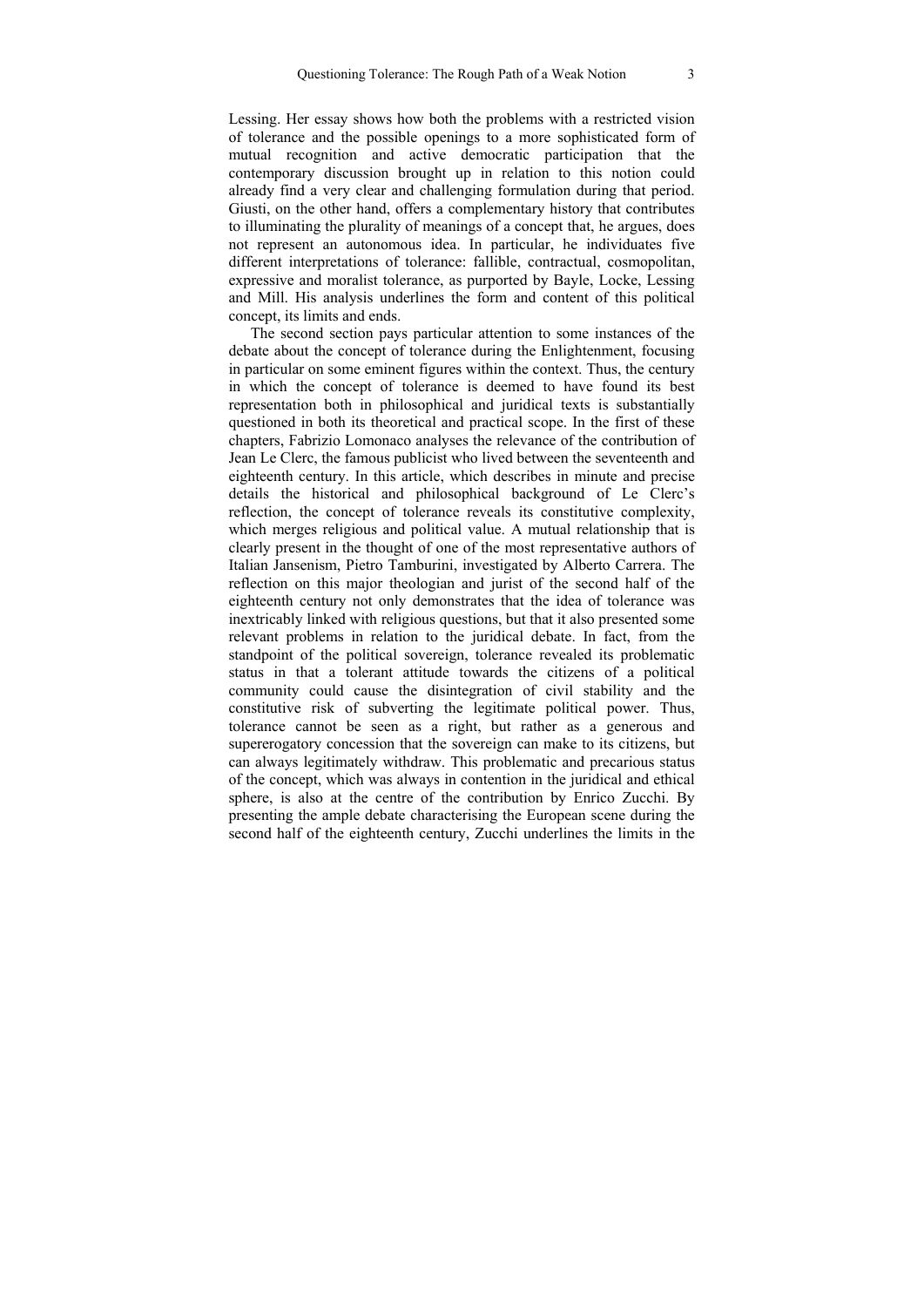Lessing. Her essay shows how both the problems with a restricted vision of tolerance and the possible openings to a more sophisticated form of mutual recognition and active democratic participation that the contemporary discussion brought up in relation to this notion could already find a very clear and challenging formulation during that period. Giusti, on the other hand, offers a complementary history that contributes to illuminating the plurality of meanings of a concept that, he argues, does not represent an autonomous idea. In particular, he individuates five different interpretations of tolerance: fallible, contractual, cosmopolitan, expressive and moralist tolerance, as purported by Bayle, Locke, Lessing and Mill. His analysis underlines the form and content of this political concept, its limits and ends.

The second section pays particular attention to some instances of the debate about the concept of tolerance during the Enlightenment, focusing in particular on some eminent figures within the context. Thus, the century in which the concept of tolerance is deemed to have found its best representation both in philosophical and juridical texts is substantially questioned in both its theoretical and practical scope. In the first of these chapters, Fabrizio Lomonaco analyses the relevance of the contribution of Jean Le Clerc, the famous publicist who lived between the seventeenth and eighteenth century. In this article, which describes in minute and precise details the historical and philosophical background of Le Clerc's reflection, the concept of tolerance reveals its constitutive complexity, which merges religious and political value. A mutual relationship that is clearly present in the thought of one of the most representative authors of Italian Jansenism, Pietro Tamburini, investigated by Alberto Carrera. The reflection on this major theologian and jurist of the second half of the eighteenth century not only demonstrates that the idea of tolerance was inextricably linked with religious questions, but that it also presented some relevant problems in relation to the juridical debate. In fact, from the standpoint of the political sovereign, tolerance revealed its problematic status in that a tolerant attitude towards the citizens of a political community could cause the disintegration of civil stability and the constitutive risk of subverting the legitimate political power. Thus, tolerance cannot be seen as a right, but rather as a generous and supererogatory concession that the sovereign can make to its citizens, but can always legitimately withdraw. This problematic and precarious status of the concept, which was always in contention in the juridical and ethical sphere, is also at the centre of the contribution by Enrico Zucchi. By presenting the ample debate characterising the European scene during the second half of the eighteenth century, Zucchi underlines the limits in the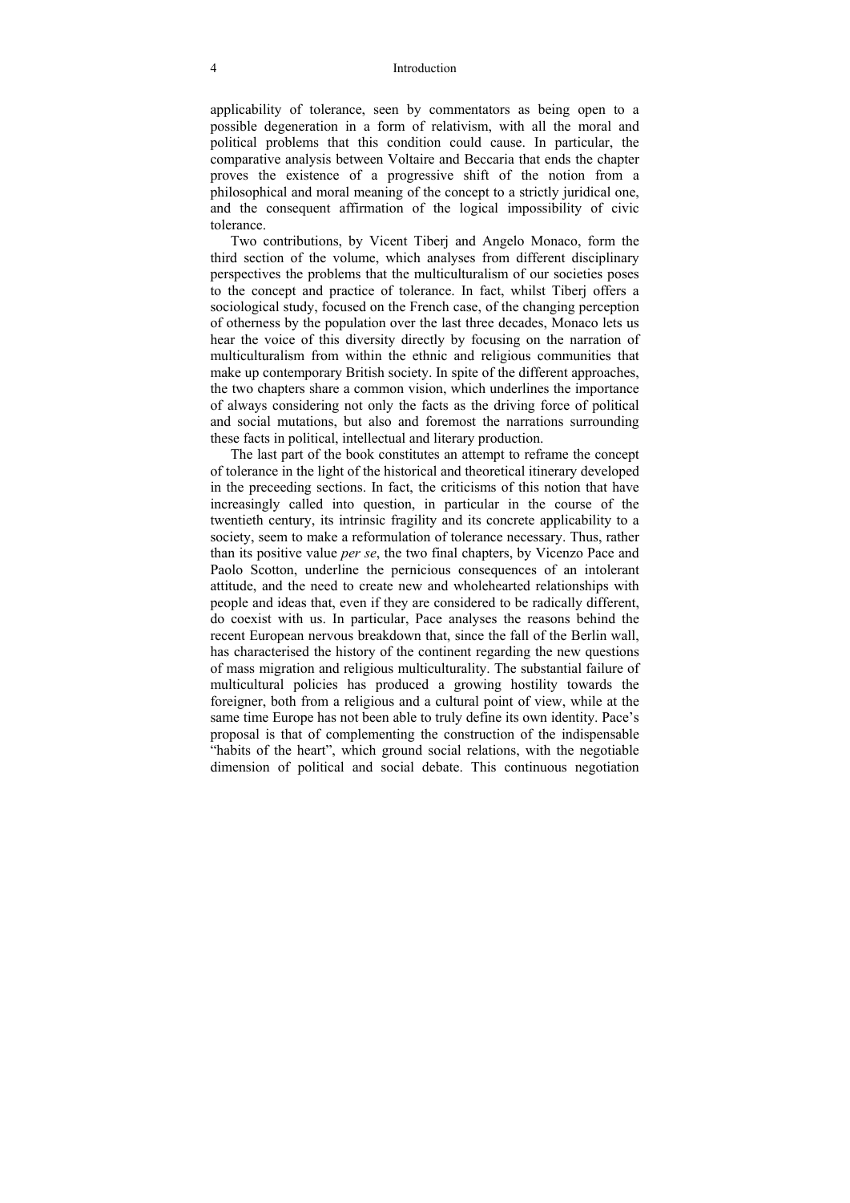applicability of tolerance, seen by commentators as being open to a possible degeneration in a form of relativism, with all the moral and political problems that this condition could cause. In particular, the comparative analysis between Voltaire and Beccaria that ends the chapter proves the existence of a progressive shift of the notion from a philosophical and moral meaning of the concept to a strictly juridical one, and the consequent affirmation of the logical impossibility of civic tolerance.

Two contributions, by Vicent Tiberj and Angelo Monaco, form the third section of the volume, which analyses from different disciplinary perspectives the problems that the multiculturalism of our societies poses to the concept and practice of tolerance. In fact, whilst Tiberj offers a sociological study, focused on the French case, of the changing perception of otherness by the population over the last three decades, Monaco lets us hear the voice of this diversity directly by focusing on the narration of multiculturalism from within the ethnic and religious communities that make up contemporary British society. In spite of the different approaches, the two chapters share a common vision, which underlines the importance of always considering not only the facts as the driving force of political and social mutations, but also and foremost the narrations surrounding these facts in political, intellectual and literary production.

The last part of the book constitutes an attempt to reframe the concept of tolerance in the light of the historical and theoretical itinerary developed in the preceeding sections. In fact, the criticisms of this notion that have increasingly called into question, in particular in the course of the twentieth century, its intrinsic fragility and its concrete applicability to a society, seem to make a reformulation of tolerance necessary. Thus, rather than its positive value *per se*, the two final chapters, by Vicenzo Pace and Paolo Scotton, underline the pernicious consequences of an intolerant attitude, and the need to create new and wholehearted relationships with people and ideas that, even if they are considered to be radically different, do coexist with us. In particular, Pace analyses the reasons behind the recent European nervous breakdown that, since the fall of the Berlin wall, has characterised the history of the continent regarding the new questions of mass migration and religious multiculturality. The substantial failure of multicultural policies has produced a growing hostility towards the foreigner, both from a religious and a cultural point of view, while at the same time Europe has not been able to truly define its own identity. Pace's proposal is that of complementing the construction of the indispensable "habits of the heart", which ground social relations, with the negotiable dimension of political and social debate. This continuous negotiation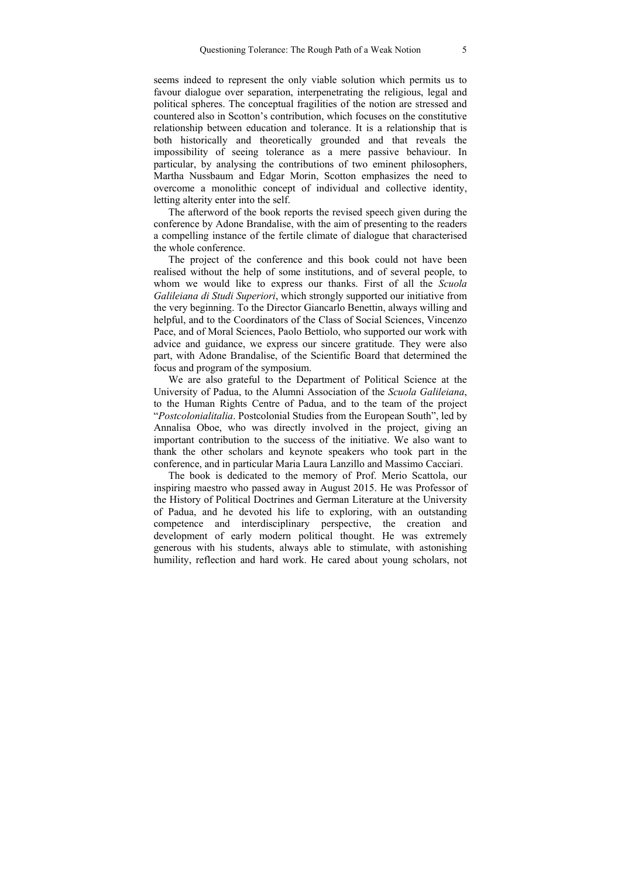seems indeed to represent the only viable solution which permits us to favour dialogue over separation, interpenetrating the religious, legal and political spheres. The conceptual fragilities of the notion are stressed and countered also in Scotton's contribution, which focuses on the constitutive relationship between education and tolerance. It is a relationship that is both historically and theoretically grounded and that reveals the impossibility of seeing tolerance as a mere passive behaviour. In particular, by analysing the contributions of two eminent philosophers, Martha Nussbaum and Edgar Morin, Scotton emphasizes the need to overcome a monolithic concept of individual and collective identity, letting alterity enter into the self.

The afterword of the book reports the revised speech given during the conference by Adone Brandalise, with the aim of presenting to the readers a compelling instance of the fertile climate of dialogue that characterised the whole conference.

The project of the conference and this book could not have been realised without the help of some institutions, and of several people, to whom we would like to express our thanks. First of all the *Scuola Galileiana di Studi Superiori*, which strongly supported our initiative from the very beginning. To the Director Giancarlo Benettin, always willing and helpful, and to the Coordinators of the Class of Social Sciences, Vincenzo Pace, and of Moral Sciences, Paolo Bettiolo, who supported our work with advice and guidance, we express our sincere gratitude. They were also part, with Adone Brandalise, of the Scientific Board that determined the focus and program of the symposium.

We are also grateful to the Department of Political Science at the University of Padua, to the Alumni Association of the *Scuola Galileiana*, to the Human Rights Centre of Padua, and to the team of the project "*Postcolonialitalia*. Postcolonial Studies from the European South", led by Annalisa Oboe, who was directly involved in the project, giving an important contribution to the success of the initiative. We also want to thank the other scholars and keynote speakers who took part in the conference, and in particular Maria Laura Lanzillo and Massimo Cacciari.

The book is dedicated to the memory of Prof. Merio Scattola, our inspiring maestro who passed away in August 2015. He was Professor of the History of Political Doctrines and German Literature at the University of Padua, and he devoted his life to exploring, with an outstanding competence and interdisciplinary perspective, the creation and development of early modern political thought. He was extremely generous with his students, always able to stimulate, with astonishing humility, reflection and hard work. He cared about young scholars, not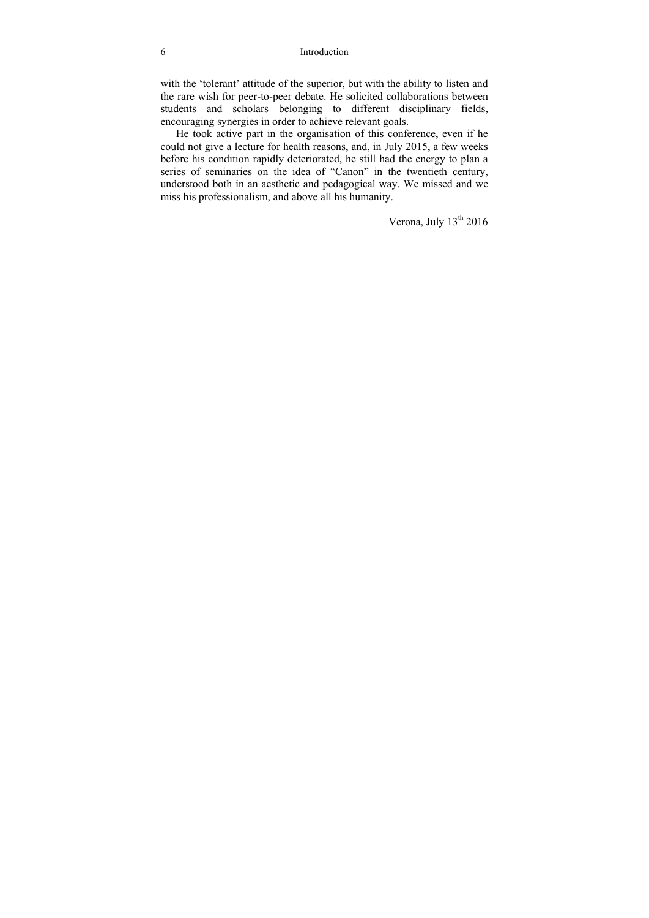with the ‘tolerant’ attitude of the superior, but with the ability to listen and the rare wish for peer-to-peer debate. He solicited collaborations between students and scholars belonging to different disciplinary fields, encouraging synergies in order to achieve relevant goals.

He took active part in the organisation of this conference, even if he could not give a lecture for health reasons, and, in July 2015, a few weeks before his condition rapidly deteriorated, he still had the energy to plan a series of seminaries on the idea of “Canon” in the twentieth century, understood both in an aesthetic and pedagogical way. We missed and we miss his professionalism, and above all his humanity.

Verona, July 13th 2016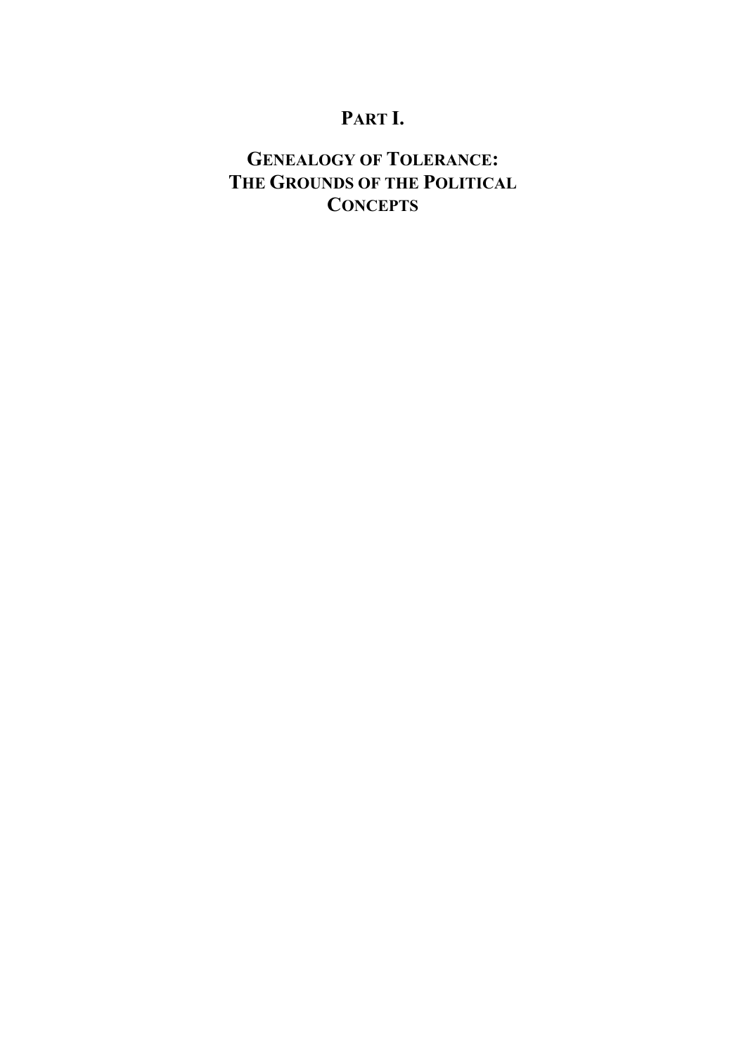# PART I.

## GENEALOGY OF TOLERANCE: THE GROUNDS OF THE POLITICAL CONCEPTS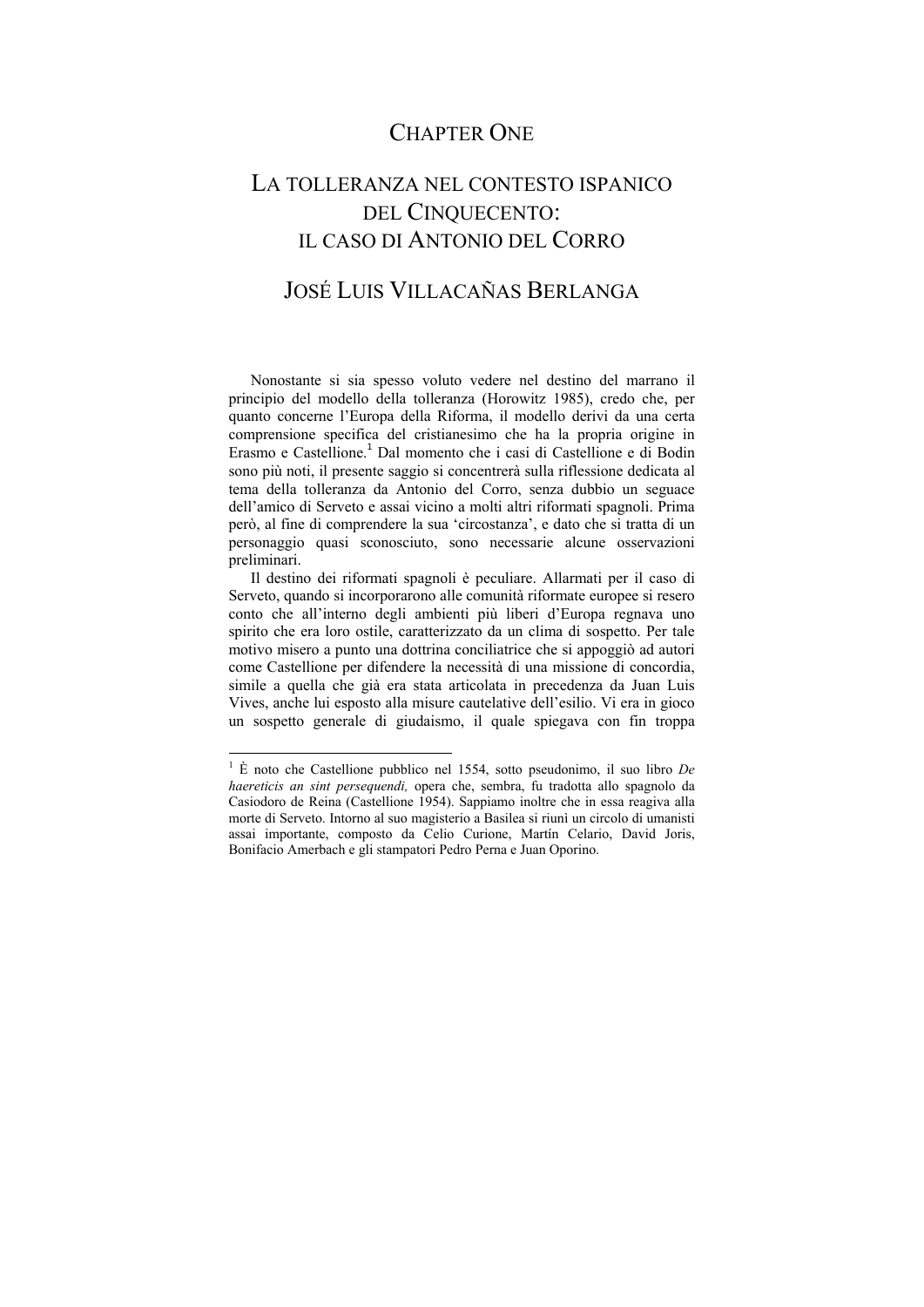# CHAPTER ONE

## LA TOLLERANZA NEL CONTESTO ISPANICO DEL CINQUECENTO: IL CASO DI ANTONIO DEL CORRO

### JOSÉ LUIS VILLACAÑAS BERLANGA

Nonostante si sia spesso voluto vedere nel destino del marrano il principio del modello della tolleranza (Horowitz 1985), credo che, per quanto concerne l'Europa della Riforma, il modello derivi da una certa comprensione specifica del cristianesimo che ha la propria origine in Erasmo e Castellione.[1] Dal momento che i casi di Castellione e di Bodin sono più noti, il presente saggio si concentrerà sulla riflessione dedicata al tema della tolleranza da Antonio del Corro, senza dubbio un seguace dell'amico di Serveto e assai vicino a molti altri riformati spagnoli. Prima però, al fine di comprendere la sua 'circostanza', e dato che si tratta di un personaggio quasi sconosciuto, sono necessarie alcune osservazioni preliminari.

Il destino dei riformati spagnoli è peculiare. Allarmati per il caso di Serveto, quando si incorporarono alle comunità riformate europee si resero conto che all'interno degli ambienti più liberi d'Europa regnava uno spirito che era loro ostile, caratterizzato da un clima di sospetto. Per tale motivo misero a punto una dottrina conciliatrice che si appoggiò ad autori come Castellione per difendere la necessità di una missione di concordia, simile a quella che già era stata articolata in precedenza da Juan Luis Vives, anche lui esposto alla misure cautelative dell'esilio. Vi era in gioco un sospetto generale di giudaismo, il quale spiegava con fin troppa

---

[1] È noto che Castellione pubblico nel 1554, sotto pseudonimo, il suo libro *De haereticis an sint persequendi,* opera che, sembra, fu tradotta allo spagnolo da Casiodoro de Reina (Castellione 1954). Sappiamo inoltre che in essa reagiva alla morte di Serveto. Intorno al suo magisterio a Basilea si riunì un circolo di umanisti assai importante, composto da Celio Curione, Martín Celario, David Joris, Bonifacio Amerbach e gli stampatori Pedro Perna e Juan Oporino.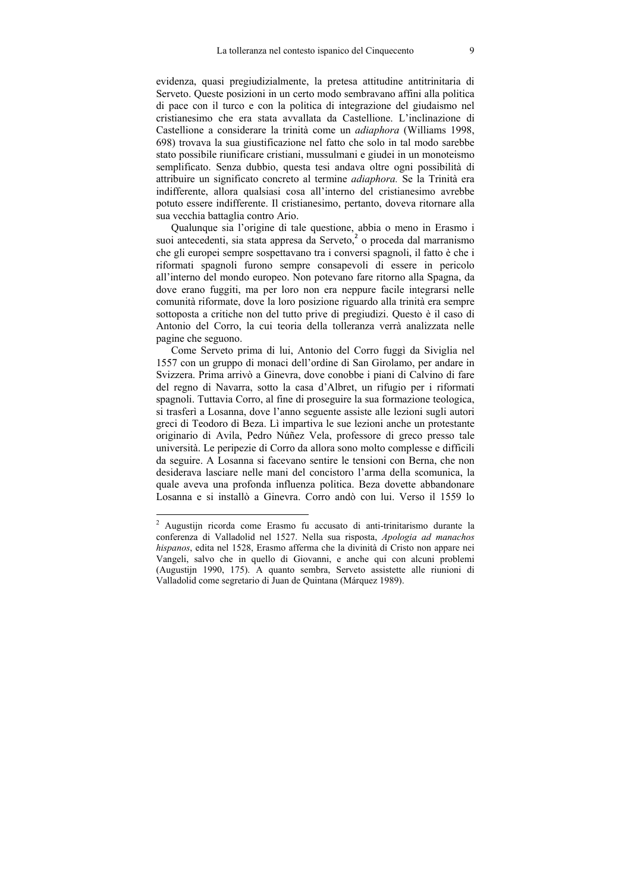evidenza, quasi pregiudizialmente, la pretesa attitudine antitrinitaria di Serveto. Queste posizioni in un certo modo sembravano affini alla politica di pace con il turco e con la politica di integrazione del giudaismo nel cristianesimo che era stata avvallata da Castellione. L'inclinazione di Castellione a considerare la trinità come un *adiaphora* (Williams 1998, 698) trovava la sua giustificazione nel fatto che solo in tal modo sarebbe stato possibile riunificare cristiani, mussulmani e giudei in un monoteismo semplificato. Senza dubbio, questa tesi andava oltre ogni possibilità di attribuire un significato concreto al termine *adiaphora.* Se la Trinità era indifferente, allora qualsiasi cosa all'interno del cristianesimo avrebbe potuto essere indifferente. Il cristianesimo, pertanto, doveva ritornare alla sua vecchia battaglia contro Ario.

Qualunque sia l'origine di tale questione, abbia o meno in Erasmo i suoi antecedenti, sia stata appresa da Serveto,[2] o proceda dal marranismo che gli europei sempre sospettavano tra i conversi spagnoli, il fatto è che i riformati spagnoli furono sempre consapevoli di essere in pericolo all'interno del mondo europeo. Non potevano fare ritorno alla Spagna, da dove erano fuggiti, ma per loro non era neppure facile integrarsi nelle comunità riformate, dove la loro posizione riguardo alla trinità era sempre sottoposta a critiche non del tutto prive di pregiudizi. Questo è il caso di Antonio del Corro, la cui teoria della tolleranza verrà analizzata nelle pagine che seguono.

Come Serveto prima di lui, Antonio del Corro fuggì da Siviglia nel 1557 con un gruppo di monaci dell'ordine di San Girolamo, per andare in Svizzera. Prima arrivò a Ginevra, dove conobbe i piani di Calvino di fare del regno di Navarra, sotto la casa d'Albret, un rifugio per i riformati spagnoli. Tuttavia Corro, al fine di proseguire la sua formazione teologica, si trasferì a Losanna, dove l'anno seguente assiste alle lezioni sugli autori greci di Teodoro di Beza. Lì impartiva le sue lezioni anche un protestante originario di Avila, Pedro Núñez Vela, professore di greco presso tale università. Le peripezie di Corro da allora sono molto complesse e difficili da seguire. A Losanna si facevano sentire le tensioni con Berna, che non desiderava lasciare nelle mani del concistoro l'arma della scomunica, la quale aveva una profonda influenza politica. Beza dovette abbandonare Losanna e si installò a Ginevra. Corro andò con lui. Verso il 1559 lo

[2] Augustijn ricorda come Erasmo fu accusato di anti-trinitarismo durante la conferenza di Valladolid nel 1527. Nella sua risposta, *Apologia ad manachos hispanos*, edita nel 1528, Erasmo afferma che la divinità di Cristo non appare nei Vangeli, salvo che in quello di Giovanni, e anche qui con alcuni problemi (Augustijn 1990, 175). A quanto sembra, Serveto assistette alle riunioni di Valladolid come segretario di Juan de Quintana (Márquez 1989).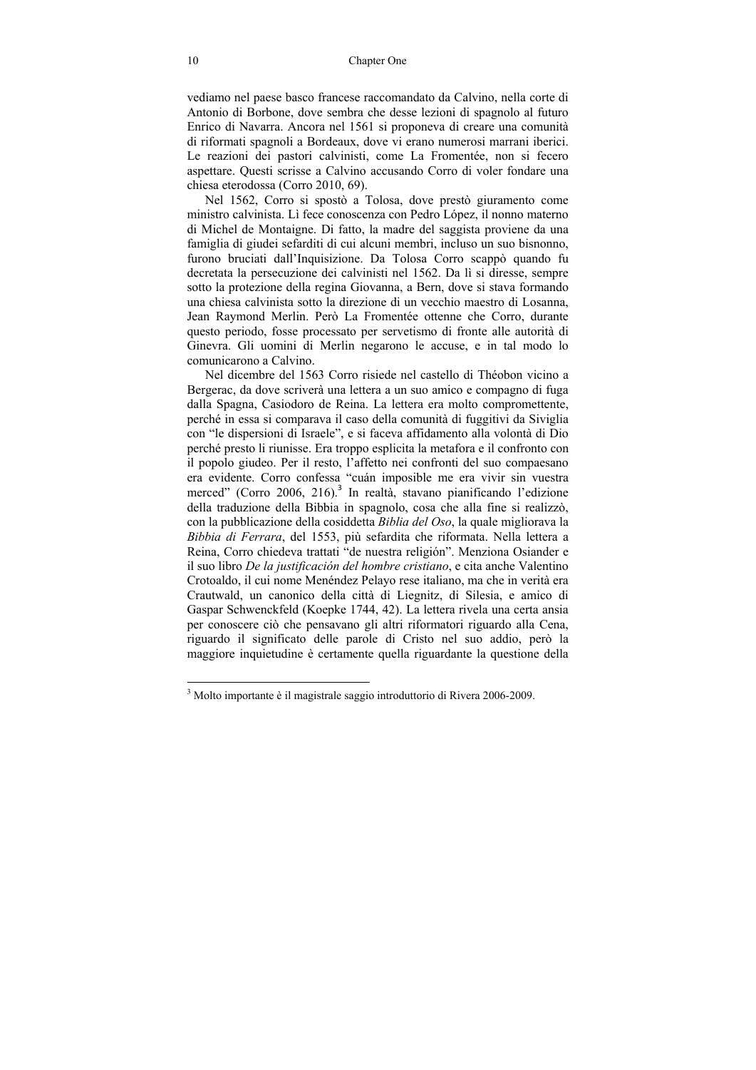vediamo nel paese basco francese raccomandato da Calvino, nella corte di Antonio di Borbone, dove sembra che desse lezioni di spagnolo al futuro Enrico di Navarra. Ancora nel 1561 si proponeva di creare una comunità di riformati spagnoli a Bordeaux, dove vi erano numerosi marrani iberici. Le reazioni dei pastori calvinisti, come La Fromentée, non si fecero aspettare. Questi scrisse a Calvino accusando Corro di voler fondare una chiesa eterodossa (Corro 2010, 69).

Nel 1562, Corro si spostò a Tolosa, dove prestò giuramento come ministro calvinista. Lì fece conoscenza con Pedro López, il nonno materno di Michel de Montaigne. Di fatto, la madre del saggista proviene da una famiglia di giudei sefarditi di cui alcuni membri, incluso un suo bisnonno, furono bruciati dall'Inquisizione. Da Tolosa Corro scappò quando fu decretata la persecuzione dei calvinisti nel 1562. Da lì si diresse, sempre sotto la protezione della regina Giovanna, a Bern, dove si stava formando una chiesa calvinista sotto la direzione di un vecchio maestro di Losanna, Jean Raymond Merlin. Però La Fromentée ottenne che Corro, durante questo periodo, fosse processato per servetismo di fronte alle autorità di Ginevra. Gli uomini di Merlin negarono le accuse, e in tal modo lo comunicarono a Calvino.

Nel dicembre del 1563 Corro risiede nel castello di Théobon vicino a Bergerac, da dove scriverà una lettera a un suo amico e compagno di fuga dalla Spagna, Casiodoro de Reina. La lettera era molto compromettente, perché in essa si comparava il caso della comunità di fuggitivi da Siviglia con "le dispersioni di Israele", e si faceva affidamento alla volontà di Dio perché presto li riunisse. Era troppo esplicita la metafora e il confronto con il popolo giudeo. Per il resto, l'affetto nei confronti del suo compaesano era evidente. Corro confessa "cuán imposible me era vivir sin vuestra merced" (Corro 2006, 216).[3] In realtà, stavano pianificando l'edizione della traduzione della Bibbia in spagnolo, cosa che alla fine si realizzò, con la pubblicazione della cosiddetta *Biblia del Oso*, la quale migliorava la *Bibbia di Ferrara*, del 1553, più sefardita che riformata. Nella lettera a Reina, Corro chiedeva trattati "de nuestra religión". Menziona Osiander e il suo libro *De la justificación del hombre cristiano*, e cita anche Valentino Crotoaldo, il cui nome Menéndez Pelayo rese italiano, ma che in verità era Crautwald, un canonico della città di Liegnitz, di Silesia, e amico di Gaspar Schwenckfeld (Koepke 1744, 42). La lettera rivela una certa ansia per conoscere ciò che pensavano gli altri riformatori riguardo alla Cena, riguardo il significato delle parole di Cristo nel suo addio, però la maggiore inquietudine è certamente quella riguardante la questione della

[3] Molto importante è il magistrale saggio introduttorio di Rivera 2006-2009.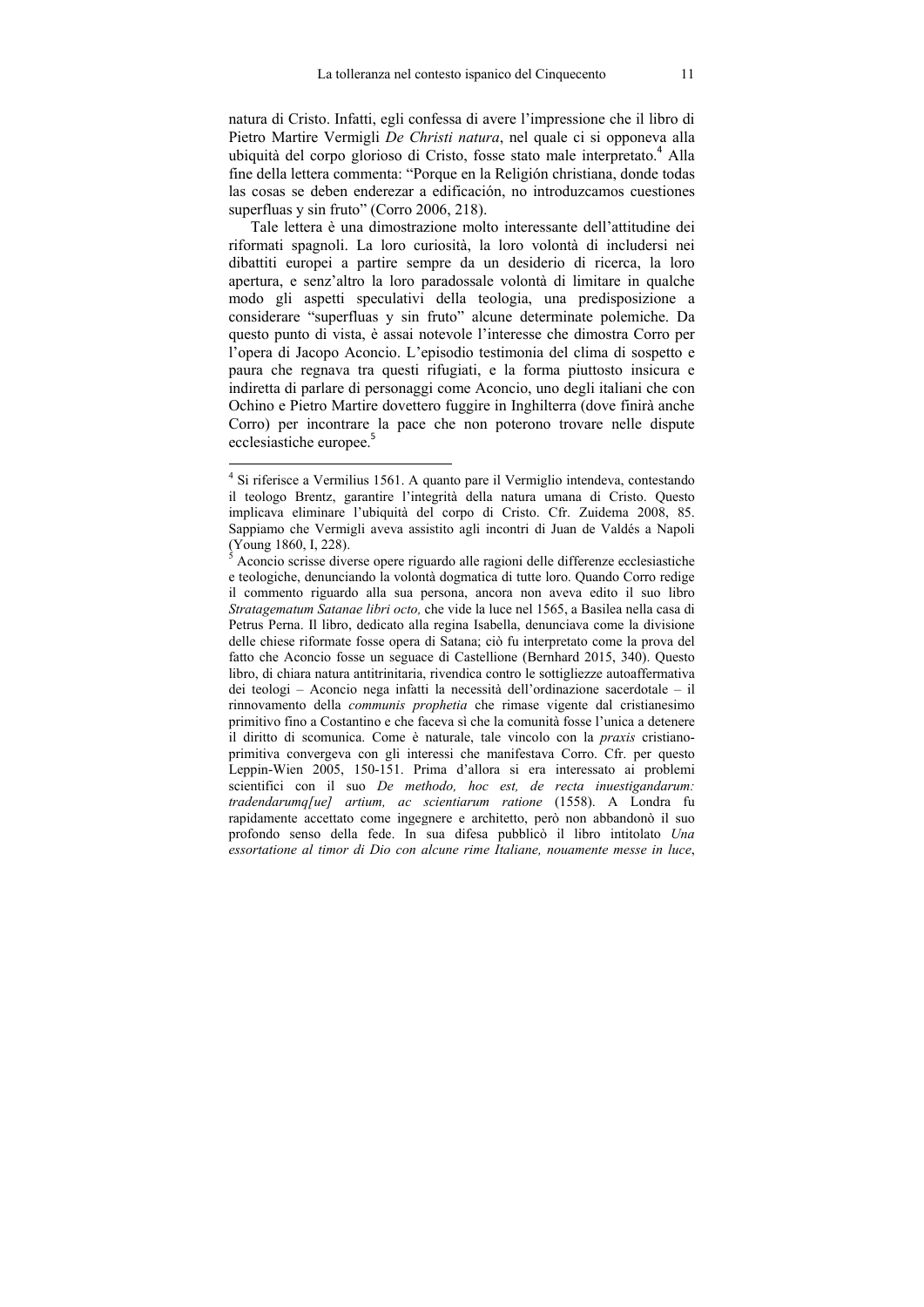natura di Cristo. Infatti, egli confessa di avere l'impressione che il libro di Pietro Martire Vermigli *De Christi natura*, nel quale ci si opponeva alla ubiquità del corpo glorioso di Cristo, fosse stato male interpretato.[4] Alla fine della lettera commenta: "Porque en la Religión christiana, donde todas las cosas se deben enderezar a edificación, no introduzcamos cuestiones superfluas y sin fruto" (Corro 2006, 218).

Tale lettera è una dimostrazione molto interessante dell'attitudine dei riformati spagnoli. La loro curiosità, la loro volontà di includersi nei dibattiti europei a partire sempre da un desiderio di ricerca, la loro apertura, e senz'altro la loro paradossale volontà di limitare in qualche modo gli aspetti speculativi della teologia, una predisposizione a considerare "superfluas y sin fruto" alcune determinate polemiche. Da questo punto di vista, è assai notevole l'interesse che dimostra Corro per l'opera di Jacopo Aconcio. L'episodio testimonia del clima di sospetto e paura che regnava tra questi rifugiati, e la forma piuttosto insicura e indiretta di parlare di personaggi come Aconcio, uno degli italiani che con Ochino e Pietro Martire dovettero fuggire in Inghilterra (dove finirà anche Corro) per incontrare la pace che non poterono trovare nelle dispute ecclesiastiche europee.[5]

---

[4] Si riferisce a Vermilius 1561. A quanto pare il Vermiglio intendeva, contestando il teologo Brentz, garantire l'integrità della natura umana di Cristo. Questo implicava eliminare l'ubiquità del corpo di Cristo. Cfr. Zuidema 2008, 85. Sappiamo che Vermigli aveva assistito agli incontri di Juan de Valdés a Napoli (Young 1860, I, 228).

[5] Aconcio scrisse diverse opere riguardo alle ragioni delle differenze ecclesiastiche e teologiche, denunciando la volontà dogmatica di tutte loro. Quando Corro redige il commento riguardo alla sua persona, ancora non aveva edito il suo libro *Stratagematum Satanae libri octo,* che vide la luce nel 1565, a Basilea nella casa di Petrus Perna. Il libro, dedicato alla regina Isabella, denunciava come la divisione delle chiese riformate fosse opera di Satana; ciò fu interpretato come la prova del fatto che Aconcio fosse un seguace di Castellione (Bernhard 2015, 340). Questo libro, di chiara natura antitrinitaria, rivendica contro le sottigliezze autoaffermativa dei teologi – Aconcio nega infatti la necessità dell'ordinazione sacerdotale – il rinnovamento della *communis prophetia* che rimase vigente dal cristianesimo primitivo fino a Costantino e che faceva sì che la comunità fosse l'unica a detenere il diritto di scomunica. Come è naturale, tale vincolo con la *praxis* cristiano-primitiva convergeva con gli interessi che manifestava Corro. Cfr. per questo Leppin-Wien 2005, 150-151. Prima d'allora si era interessato ai problemi scientifici con il suo *De methodo, hoc est, de recta inuestigandarum: tradendarumq[ue] artium, ac scientiarum ratione* (1558). A Londra fu rapidamente accettato come ingegnere e architetto, però non abbandonò il suo profondo senso della fede. In sua difesa pubblicò il libro intitolato *Una essortatione al timor di Dio con alcune rime Italiane, nouamente messe in luce*,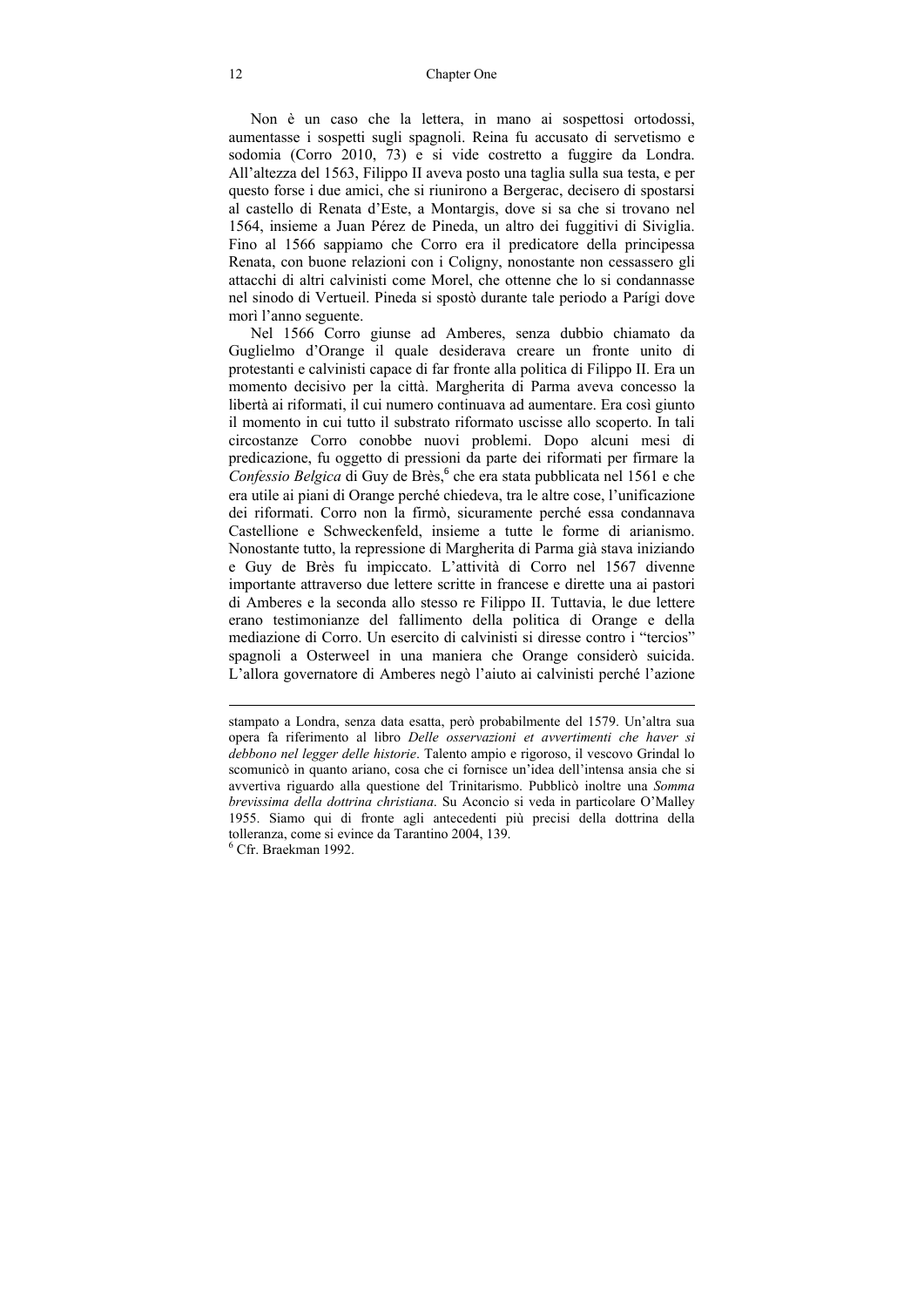Non è un caso che la lettera, in mano ai sospettosi ortodossi, aumentasse i sospetti sugli spagnoli. Reina fu accusato di servetismo e sodomia (Corro 2010, 73) e si vide costretto a fuggire da Londra. All'altezza del 1563, Filippo II aveva posto una taglia sulla sua testa, e per questo forse i due amici, che si riunirono a Bergerac, decisero di spostarsi al castello di Renata d'Este, a Montargis, dove si sa che si trovano nel 1564, insieme a Juan Pérez de Pineda, un altro dei fuggitivi di Siviglia. Fino al 1566 sappiamo che Corro era il predicatore della principessa Renata, con buone relazioni con i Coligny, nonostante non cessassero gli attacchi di altri calvinisti come Morel, che ottenne che lo si condannasse nel sinodo di Vertueil. Pineda si spostò durante tale periodo a Parígi dove morì l'anno seguente.

Nel 1566 Corro giunse ad Amberes, senza dubbio chiamato da Guglielmo d'Orange il quale desiderava creare un fronte unito di protestanti e calvinisti capace di far fronte alla politica di Filippo II. Era un momento decisivo per la città. Margherita di Parma aveva concesso la libertà ai riformati, il cui numero continuava ad aumentare. Era così giunto il momento in cui tutto il substrato riformato uscisse allo scoperto. In tali circostanze Corro conobbe nuovi problemi. Dopo alcuni mesi di predicazione, fu oggetto di pressioni da parte dei riformati per firmare la *Confessio Belgica* di Guy de Brès,[6] che era stata pubblicata nel 1561 e che era utile ai piani di Orange perché chiedeva, tra le altre cose, l'unificazione dei riformati. Corro non la firmò, sicuramente perché essa condannava Castellione e Schweckenfeld, insieme a tutte le forme di arianismo. Nonostante tutto, la repressione di Margherita di Parma già stava iniziando e Guy de Brès fu impiccato. L'attività di Corro nel 1567 divenne importante attraverso due lettere scritte in francese e dirette una ai pastori di Amberes e la seconda allo stesso re Filippo II. Tuttavia, le due lettere erano testimonianze del fallimento della politica di Orange e della mediazione di Corro. Un esercito di calvinisti si diresse contro i "tercios" spagnoli a Osterweel in una maniera che Orange considerò suicida. L'allora governatore di Amberes negò l'aiuto ai calvinisti perché l'azione

---

stampato a Londra, senza data esatta, però probabilmente del 1579. Un'altra sua opera fa riferimento al libro *Delle osservazioni et avvertimenti che haver si debbono nel legger delle historie*. Talento ampio e rigoroso, il vescovo Grindal lo scomunicò in quanto ariano, cosa che ci fornisce un'idea dell'intensa ansia che si avvertiva riguardo alla questione del Trinitarismo. Pubblicò inoltre una *Somma brevissima della dottrina christiana*. Su Aconcio si veda in particolare O'Malley 1955. Siamo qui di fronte agli antecedenti più precisi della dottrina della tolleranza, come si evince da Tarantino 2004, 139.

[6] Cfr. Braekman 1992.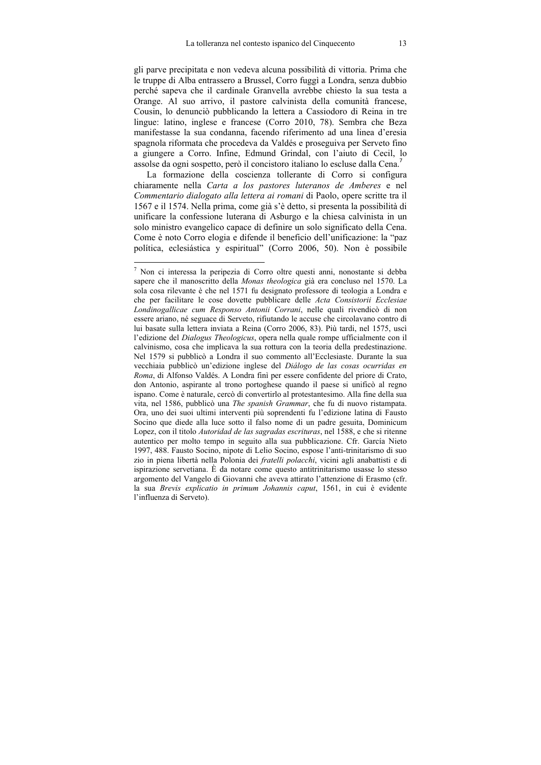gli parve precipitata e non vedeva alcuna possibilità di vittoria. Prima che le truppe di Alba entrassero a Brussel, Corro fuggì a Londra, senza dubbio perché sapeva che il cardinale Granvella avrebbe chiesto la sua testa a Orange. Al suo arrivo, il pastore calvinista della comunità francese, Cousin, lo denunciò pubblicando la lettera a Cassiodoro di Reina in tre lingue: latino, inglese e francese (Corro 2010, 78). Sembra che Beza manifestasse la sua condanna, facendo riferimento ad una linea d'eresia spagnola riformata che procedeva da Valdés e proseguiva per Serveto fino a giungere a Corro. Infine, Edmund Grindal, con l'aiuto di Cecil, lo assolse da ogni sospetto, però il concistoro italiano lo escluse dalla Cena.[7]

La formazione della coscienza tollerante di Corro si configura chiaramente nella *Carta a los pastores luteranos de Amberes* e nel *Commentario dialogato alla lettera ai romani* di Paolo, opere scritte tra il 1567 e il 1574. Nella prima, come già s'è detto, si presenta la possibilità di unificare la confessione luterana di Asburgo e la chiesa calvinista in un solo ministro evangelico capace di definire un solo significato della Cena. Come è noto Corro elogia e difende il beneficio dell'unificazione: la "paz política, eclesiástica y espiritual" (Corro 2006, 50). Non è possibile

---

[7] Non ci interessa la peripezia di Corro oltre questi anni, nonostante si debba sapere che il manoscritto della *Monas theologica* già era concluso nel 1570. La sola cosa rilevante è che nel 1571 fu designato professore di teologia a Londra e che per facilitare le cose dovette pubblicare delle *Acta Consistorii Ecclesiae Londinogallicae cum Responso Antonii Corrani*, nelle quali rivendicò di non essere ariano, né seguace di Serveto, rifiutando le accuse che circolavano contro di lui basate sulla lettera inviata a Reina (Corro 2006, 83). Più tardi, nel 1575, uscì l'edizione del *Dialogus Theologicus*, opera nella quale rompe ufficialmente con il calvinismo, cosa che implicava la sua rottura con la teoria della predestinazione. Nel 1579 si pubblicò a Londra il suo commento all'Ecclesiaste. Durante la sua vecchiaia pubblicò un'edizione inglese del *Diálogo de las cosas ocurridas en Roma*, di Alfonso Valdés. A Londra finì per essere confidente del priore di Crato, don Antonio, aspirante al trono portoghese quando il paese si unificò al regno ispano. Come è naturale, cercò di convertirlo al protestantesimo. Alla fine della sua vita, nel 1586, pubblicò una *The spanish Grammar*, che fu di nuovo ristampata. Ora, uno dei suoi ultimi interventi più soprendenti fu l'edizione latina di Fausto Socino que diede alla luce sotto il falso nome di un padre gesuita, Dominicum Lopez, con il titolo *Autoridad de las sagradas escrituras*, nel 1588, e che si ritenne autentico per molto tempo in seguito alla sua pubblicazione. Cfr. García Nieto 1997, 488. Fausto Socino, nipote di Lelio Socino, espose l'anti-trinitarismo di suo zio in piena libertà nella Polonia dei *fratelli polacchi*, vicini agli anabattisti e di ispirazione servetiana. È da notare come questo antitrinitarismo usasse lo stesso argomento del Vangelo di Giovanni che aveva attirato l'attenzione di Erasmo (cfr. la sua *Brevis explicatio in primum Johannis caput*, 1561, in cui è evidente l'influenza di Serveto).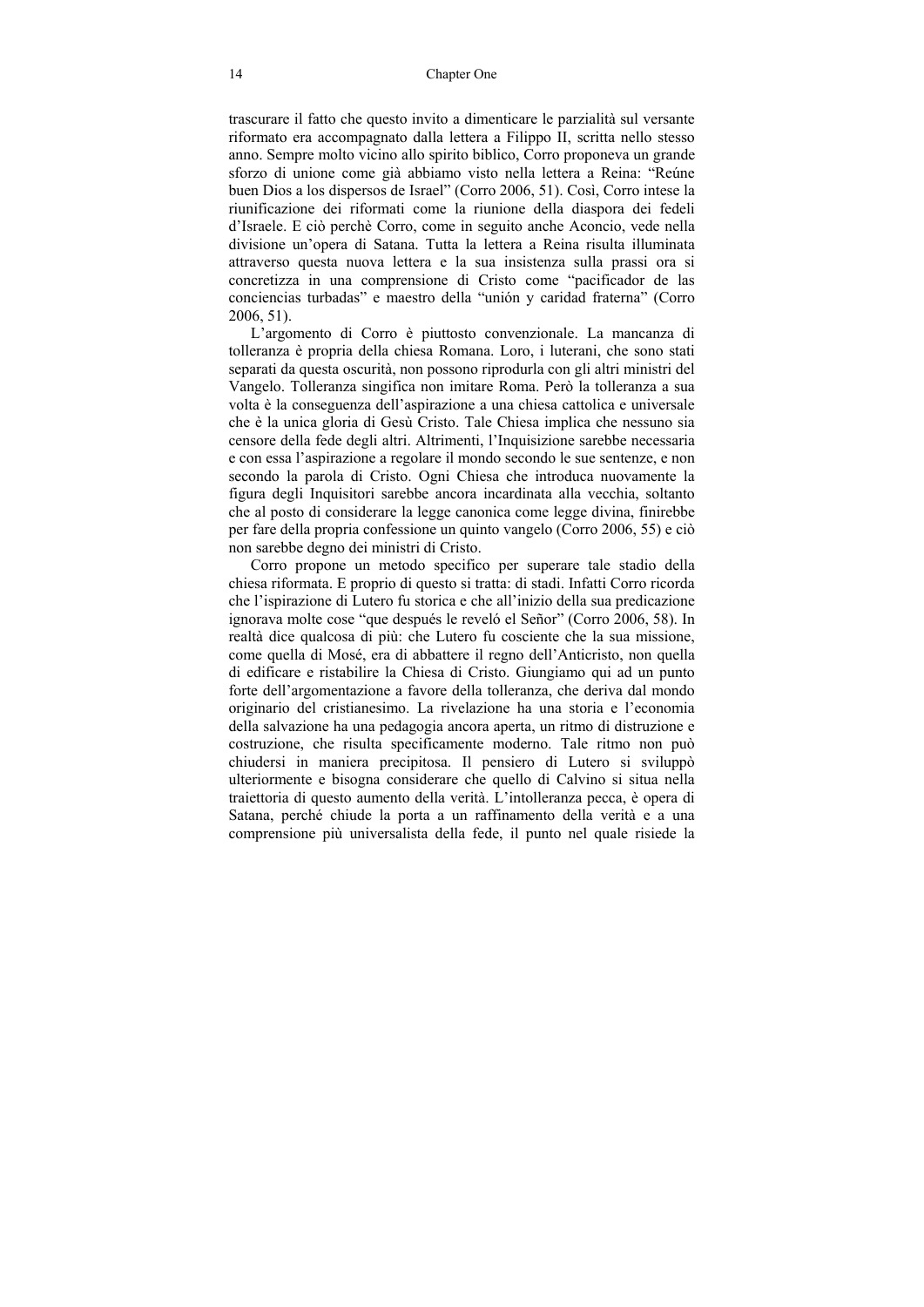trascurare il fatto che questo invito a dimenticare le parzialità sul versante riformato era accompagnato dalla lettera a Filippo II, scritta nello stesso anno. Sempre molto vicino allo spirito biblico, Corro proponeva un grande sforzo di unione come già abbiamo visto nella lettera a Reina: "Reúne buen Dios a los dispersos de Israel" (Corro 2006, 51). Così, Corro intese la riunificazione dei riformati come la riunione della diaspora dei fedeli d'Israele. E ciò perchè Corro, come in seguito anche Aconcio, vede nella divisione un'opera di Satana. Tutta la lettera a Reina risulta illuminata attraverso questa nuova lettera e la sua insistenza sulla prassi ora si concretizza in una comprensione di Cristo come "pacificador de las conciencias turbadas" e maestro della "unión y caridad fraterna" (Corro 2006, 51).

L'argomento di Corro è piuttosto convenzionale. La mancanza di tolleranza è propria della chiesa Romana. Loro, i luterani, che sono stati separati da questa oscurità, non possono riprodurla con gli altri ministri del Vangelo. Tolleranza singifica non imitare Roma. Però la tolleranza a sua volta è la conseguenza dell'aspirazione a una chiesa cattolica e universale che è la unica gloria di Gesù Cristo. Tale Chiesa implica che nessuno sia censore della fede degli altri. Altrimenti, l'Inquisizione sarebbe necessaria e con essa l'aspirazione a regolare il mondo secondo le sue sentenze, e non secondo la parola di Cristo. Ogni Chiesa che introduca nuovamente la figura degli Inquisitori sarebbe ancora incardinata alla vecchia, soltanto che al posto di considerare la legge canonica come legge divina, finirebbe per fare della propria confessione un quinto vangelo (Corro 2006, 55) e ciò non sarebbe degno dei ministri di Cristo.

Corro propone un metodo specifico per superare tale stadio della chiesa riformata. E proprio di questo si tratta: di stadi. Infatti Corro ricorda che l'ispirazione di Lutero fu storica e che all'inizio della sua predicazione ignorava molte cose "que después le reveló el Señor" (Corro 2006, 58). In realtà dice qualcosa di più: che Lutero fu cosciente che la sua missione, come quella di Mosé, era di abbattere il regno dell'Anticristo, non quella di edificare e ristabilire la Chiesa di Cristo. Giungiamo qui ad un punto forte dell'argomentazione a favore della tolleranza, che deriva dal mondo originario del cristianesimo. La rivelazione ha una storia e l'economia della salvezza ha una pedagogia ancora aperta, un ritmo di distruzione e costruzione, che risulta specificamente moderno. Tale ritmo non può chiudersi in maniera precipitosa. Il pensiero di Lutero si sviluppò ulteriormente e bisogna considerare che quello di Calvino si situa nella traiettoria di questo aumento della verità. L'intolleranza pecca, è opera di Satana, perché chiude la porta a un raffinamento della verità e a una comprensione più universalista della fede, il punto nel quale risiede la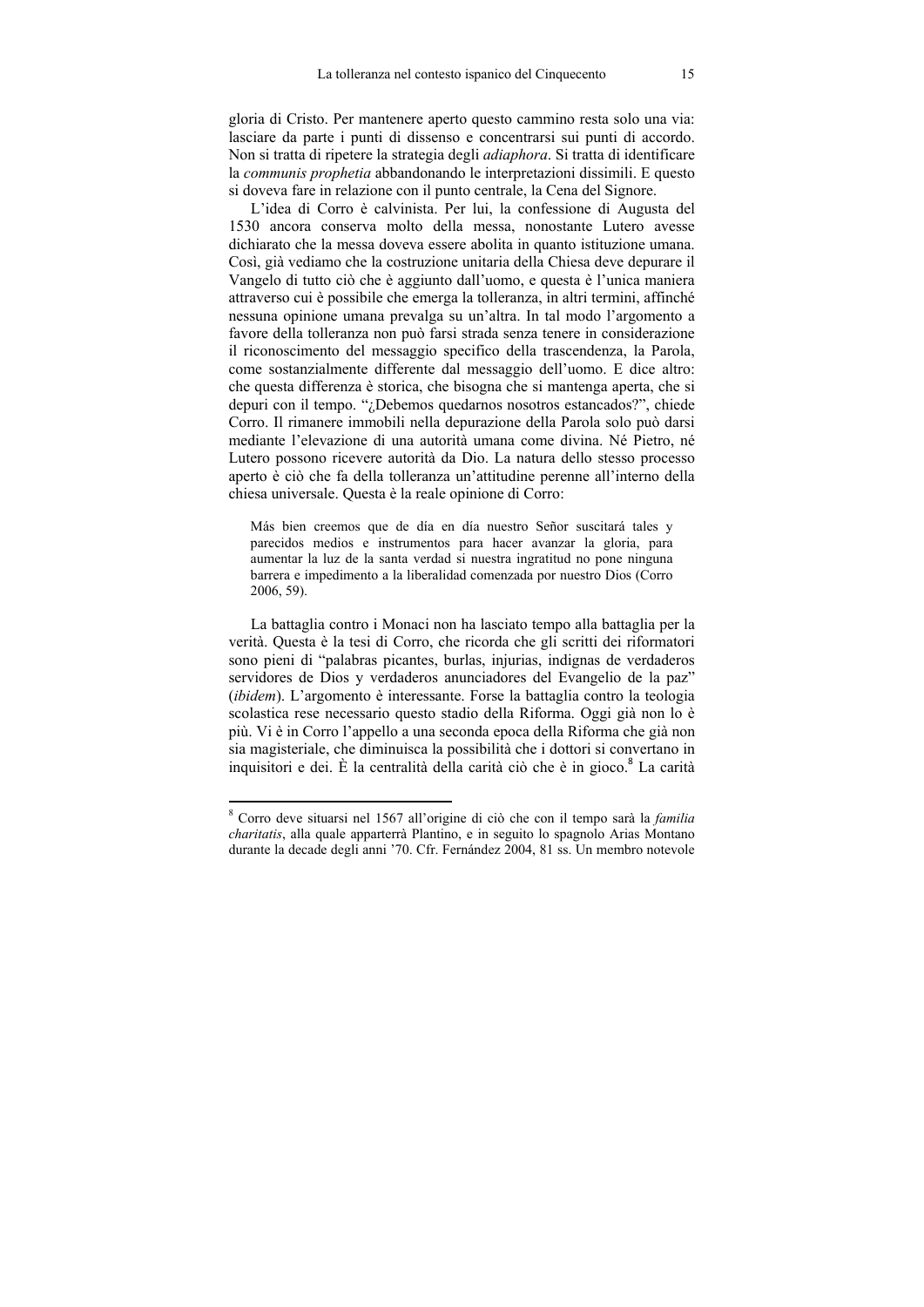gloria di Cristo. Per mantenere aperto questo cammino resta solo una via: lasciare da parte i punti di dissenso e concentrarsi sui punti di accordo. Non si tratta di ripetere la strategia degli *adiaphora*. Si tratta di identificare la *communis prophetia* abbandonando le interpretazioni dissimili. E questo si doveva fare in relazione con il punto centrale, la Cena del Signore.

L'idea di Corro è calvinista. Per lui, la confessione di Augusta del 1530 ancora conserva molto della messa, nonostante Lutero avesse dichiarato che la messa doveva essere abolita in quanto istituzione umana. Così, già vediamo che la costruzione unitaria della Chiesa deve depurare il Vangelo di tutto ciò che è aggiunto dall'uomo, e questa è l'unica maniera attraverso cui è possibile che emerga la tolleranza, in altri termini, affinché nessuna opinione umana prevalga su un'altra. In tal modo l'argomento a favore della tolleranza non può farsi strada senza tenere in considerazione il riconoscimento del messaggio specifico della trascendenza, la Parola, come sostanzialmente differente dal messaggio dell'uomo. E dice altro: che questa differenza è storica, che bisogna che si mantenga aperta, che si depuri con il tempo. "¿Debemos quedarnos nosotros estancados?", chiede Corro. Il rimanere immobili nella depurazione della Parola solo può darsi mediante l'elevazione di una autorità umana come divina. Né Pietro, né Lutero possono ricevere autorità da Dio. La natura dello stesso processo aperto è ciò che fa della tolleranza un'attitudine perenne all'interno della chiesa universale. Questa è la reale opinione di Corro:

> Más bien creemos que de día en día nuestro Señor suscitará tales y parecidos medios e instrumentos para hacer avanzar la gloria, para aumentar la luz de la santa verdad si nuestra ingratitud no pone ninguna barrera e impedimento a la liberalidad comenzada por nuestro Dios (Corro 2006, 59).

La battaglia contro i Monaci non ha lasciato tempo alla battaglia per la verità. Questa è la tesi di Corro, che ricorda che gli scritti dei riformatori sono pieni di "palabras picantes, burlas, injurias, indignas de verdaderos servidores de Dios y verdaderos anunciadores del Evangelio de la paz" (*ibidem*). L'argomento è interessante. Forse la battaglia contro la teologia scolastica rese necessario questo stadio della Riforma. Oggi già non lo è più. Vi è in Corro l'appello a una seconda epoca della Riforma che già non sia magisteriale, che diminuisca la possibilità che i dottori si convertano in inquisitori e dei. È la centralità della carità ciò che è in gioco.[8] La carità

---

[8] Corro deve situarsi nel 1567 all'origine di ciò che con il tempo sarà la *familia charitatis*, alla quale apparterrà Plantino, e in seguito lo spagnolo Arias Montano durante la decade degli anni '70. Cfr. Fernández 2004, 81 ss. Un membro notevole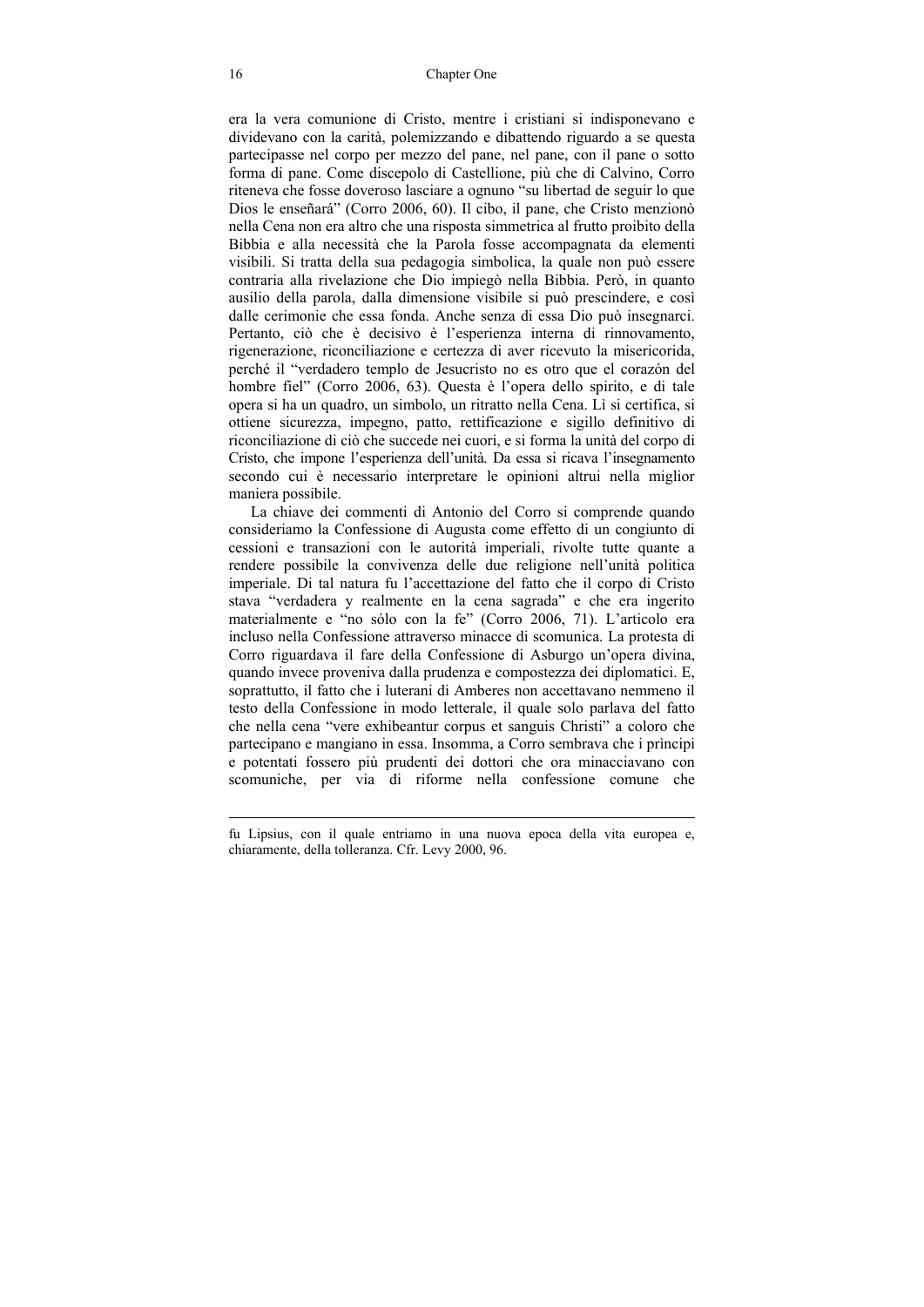era la vera comunione di Cristo, mentre i cristiani si indisponevano e dividevano con la carità, polemizzando e dibattendo riguardo a se questa partecipasse nel corpo per mezzo del pane, nel pane, con il pane o sotto forma di pane. Come discepolo di Castellione, più che di Calvino, Corro riteneva che fosse doveroso lasciare a ognuno "su libertad de seguir lo que Dios le enseñará" (Corro 2006, 60). Il cibo, il pane, che Cristo menzionò nella Cena non era altro che una risposta simmetrica al frutto proibito della Bibbia e alla necessità che la Parola fosse accompagnata da elementi visibili. Si tratta della sua pedagogia simbolica, la quale non può essere contraria alla rivelazione che Dio impiegò nella Bibbia. Però, in quanto ausilio della parola, dalla dimensione visibile si può prescindere, e così dalle cerimonie che essa fonda. Anche senza di essa Dio può insegnarci. Pertanto, ciò che è decisivo è l'esperienza interna di rinnovamento, rigenerazione, riconciliazione e certezza di aver ricevuto la misericorida, perché il "verdadero templo de Jesucristo no es otro que el corazón del hombre fiel" (Corro 2006, 63). Questa è l'opera dello spirito, e di tale opera si ha un quadro, un simbolo, un ritratto nella Cena. Lì si certifica, si ottiene sicurezza, impegno, patto, rettificazione e sigillo definitivo di riconciliazione di ciò che succede nei cuori, e si forma la unità del corpo di Cristo, che impone l'esperienza dell'unità. Da essa si ricava l'insegnamento secondo cui è necessario interpretare le opinioni altrui nella miglior maniera possibile.

La chiave dei commenti di Antonio del Corro si comprende quando consideriamo la Confessione di Augusta come effetto di un congiunto di cessioni e transazioni con le autorità imperiali, rivolte tutte quante a rendere possibile la convivenza delle due religione nell'unità politica imperiale. Di tal natura fu l'accettazione del fatto che il corpo di Cristo stava "verdadera y realmente en la cena sagrada" e che era ingerito materialmente e "no sólo con la fe" (Corro 2006, 71). L'articolo era incluso nella Confessione attraverso minacce di scomunica. La protesta di Corro riguardava il fare della Confessione di Asburgo un'opera divina, quando invece proveniva dalla prudenza e compostezza dei diplomatici. E, soprattutto, il fatto che i luterani di Amberes non accettavano nemmeno il testo della Confessione in modo letterale, il quale solo parlava del fatto che nella cena "vere exhibeantur corpus et sanguis Christi" a coloro che partecipano e mangiano in essa. Insomma, a Corro sembrava che i prìncipi e potentati fossero più prudenti dei dottori che ora minacciavano con scomuniche, per via di riforme nella confessione comune che

---

fu Lipsius, con il quale entriamo in una nuova epoca della vita europea e, chiaramente, della tolleranza. Cfr. Levy 2000, 96.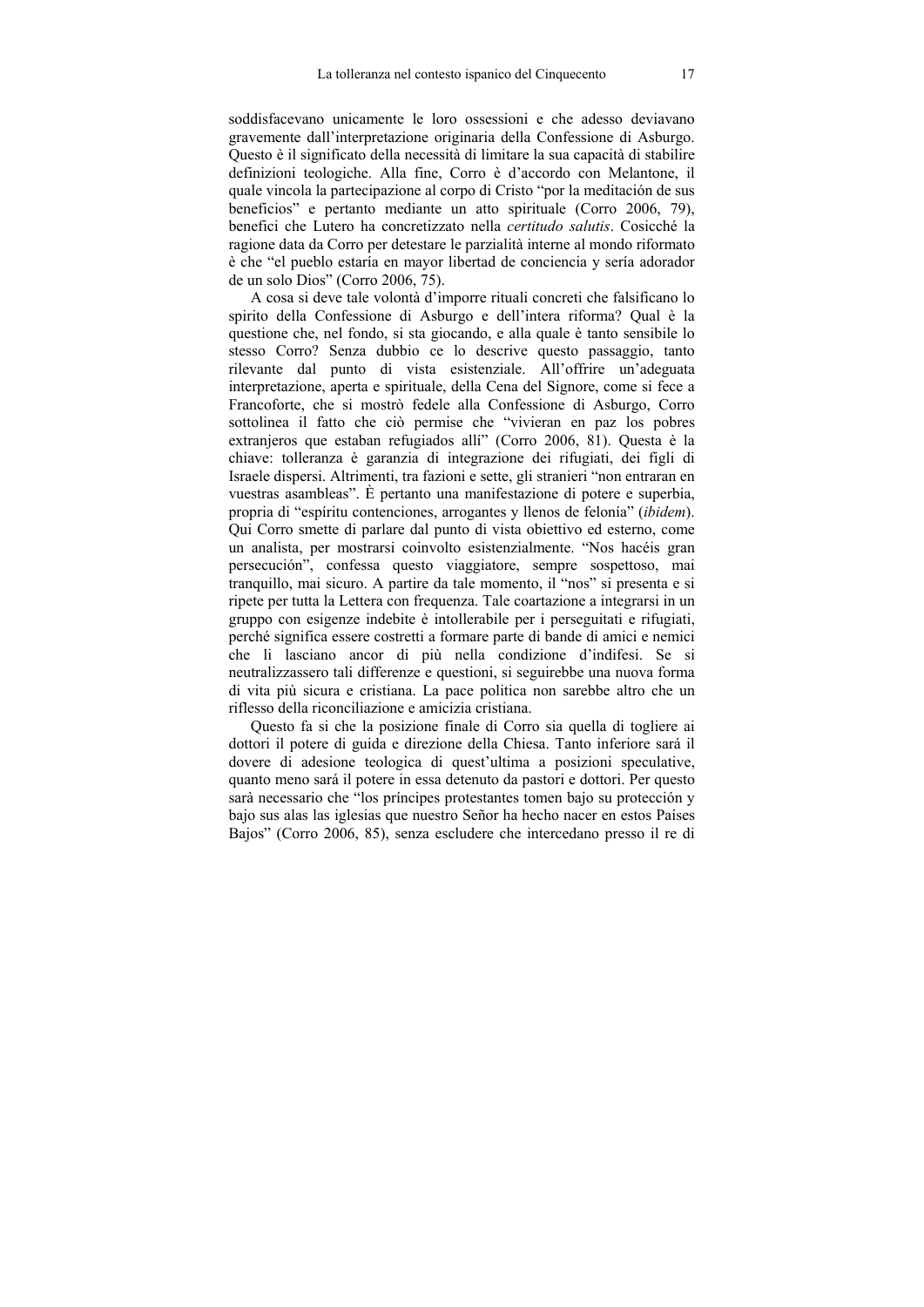soddisfacevano unicamente le loro ossessioni e che adesso deviavano gravemente dall'interpretazione originaria della Confessione di Asburgo. Questo è il significato della necessità di limitare la sua capacità di stabilire definizioni teologiche. Alla fine, Corro è d'accordo con Melantone, il quale vincola la partecipazione al corpo di Cristo "por la meditación de sus beneficios" e pertanto mediante un atto spirituale (Corro 2006, 79), benefici che Lutero ha concretizzato nella *certitudo salutis*. Cosicché la ragione data da Corro per detestare le parzialità interne al mondo riformato è che "el pueblo estaría en mayor libertad de conciencia y sería adorador de un solo Dios" (Corro 2006, 75).

A cosa si deve tale volontà d'imporre rituali concreti che falsificano lo spirito della Confessione di Asburgo e dell'intera riforma? Qual è la questione che, nel fondo, si sta giocando, e alla quale è tanto sensibile lo stesso Corro? Senza dubbio ce lo descrive questo passaggio, tanto rilevante dal punto di vista esistenziale. All'offrire un'adeguata interpretazione, aperta e spirituale, della Cena del Signore, come si fece a Francoforte, che si mostrò fedele alla Confessione di Asburgo, Corro sottolinea il fatto che ciò permise che "vivieran en paz los pobres extranjeros que estaban refugiados allí" (Corro 2006, 81). Questa è la chiave: tolleranza è garanzia di integrazione dei rifugiati, dei figli di Israele dispersi. Altrimenti, tra fazioni e sette, gli stranieri "non entraran en vuestras asambleas". È pertanto una manifestazione di potere e superbia, propria di "espíritu contenciones, arrogantes y llenos de felonía" (*ibidem*). Qui Corro smette di parlare dal punto di vista obiettivo ed esterno, come un analista, per mostrarsi coinvolto esistenzialmente. "Nos hacéis gran persecución", confessa questo viaggiatore, sempre sospettoso, mai tranquillo, mai sicuro. A partire da tale momento, il "nos" si presenta e si ripete per tutta la Lettera con frequenza. Tale coartazione a integrarsi in un gruppo con esigenze indebite è intollerabile per i perseguitati e rifugiati, perché significa essere costretti a formare parte di bande di amici e nemici che li lasciano ancor di più nella condizione d'indifesi. Se si neutralizzassero tali differenze e questioni, si seguirebbe una nuova forma di vita più sicura e cristiana. La pace politica non sarebbe altro che un riflesso della riconciliazione e amicizia cristiana.

Questo fa si che la posizione finale di Corro sia quella di togliere ai dottori il potere di guida e direzione della Chiesa. Tanto inferiore sará il dovere di adesione teologica di quest'ultima a posizioni speculative, quanto meno sarà il potere in essa detenuto da pastori e dottori. Per questo sarà necessario che "los príncipes protestantes tomen bajo su protección y bajo sus alas las iglesias que nuestro Señor ha hecho nacer en estos Países Bajos" (Corro 2006, 85), senza escludere che intercedano presso il re di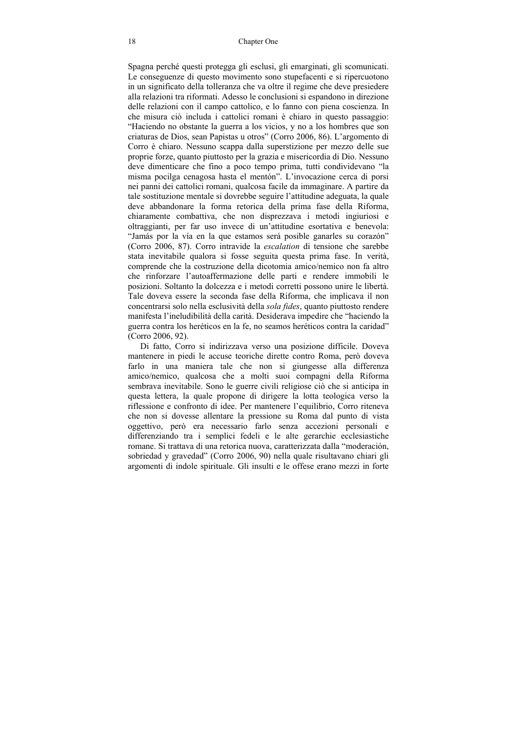Spagna perché questi protegga gli esclusi, gli emarginati, gli scomunicati. Le conseguenze di questo movimento sono stupefacenti e si ripercuotono in un significato della tolleranza che va oltre il regime che deve presiedere alla relazioni tra riformati. Adesso le conclusioni si espandono in direzione delle relazioni con il campo cattolico, e lo fanno con piena coscienza. In che misura ciò includa i cattolici romani è chiaro in questo passaggio: "Haciendo no obstante la guerra a los vicios, y no a los hombres que son criaturas de Dios, sean Papistas u otros" (Corro 2006, 86). L'argomento di Corro è chiaro. Nessuno scappa dalla superstizione per mezzo delle sue proprie forze, quanto piuttosto per la grazia e misericordia di Dio. Nessuno deve dimenticare che fino a poco tempo prima, tutti condividevano "la misma pocilga cenagosa hasta el mentón". L'invocazione cerca di porsi nei panni dei cattolici romani, qualcosa facile da immaginare. A partire da tale sostituzione mentale si dovrebbe seguire l'attitudine adeguata, la quale deve abbandonare la forma retorica della prima fase della Riforma, chiaramente combattiva, che non disprezzava i metodi ingiuriosi e oltraggianti, per far uso invece di un'attitudine esortativa e benevola: "Jamás por la vía en la que estamos será posible ganarles su corazón" (Corro 2006, 87). Corro intravide la *escalation* di tensione che sarebbe stata inevitabile qualora si fosse seguita questa prima fase. In verità, comprende che la costruzione della dicotomia amico/nemico non fa altro che rinforzare l'autoaffermazione delle parti e rendere immobili le posizioni. Soltanto la dolcezza e i metodi corretti possono unire le libertà. Tale doveva essere la seconda fase della Riforma, che implicava il non concentrarsi solo nella esclusività della *sola fides*, quanto piuttosto rendere manifesta l'ineludibilità della carità. Desiderava impedire che "haciendo la guerra contra los heréticos en la fe, no seamos heréticos contra la caridad" (Corro 2006, 92).

Di fatto, Corro si indirizzava verso una posizione difficile. Doveva mantenere in piedi le accuse teoriche dirette contro Roma, però doveva farlo in una maniera tale che non si giungesse alla differenza amico/nemico, qualcosa che a molti suoi compagni della Riforma sembrava inevitabile. Sono le guerre civili religiose ciò che si anticipa in questa lettera, la quale propone di dirigere la lotta teologica verso la riflessione e confronto di idee. Per mantenere l'equilibrio, Corro riteneva che non si dovesse allentare la pressione su Roma dal punto di vista oggettivo, però era necessario farlo senza accezioni personali e differenziando tra i semplici fedeli e le alte gerarchie ecclesiastiche romane. Si trattava di una retorica nuova, caratterizzata dalla "moderación, sobriedad y gravedad" (Corro 2006, 90) nella quale risultavano chiari gli argomenti di indole spirituale. Gli insulti e le offese erano mezzi in forte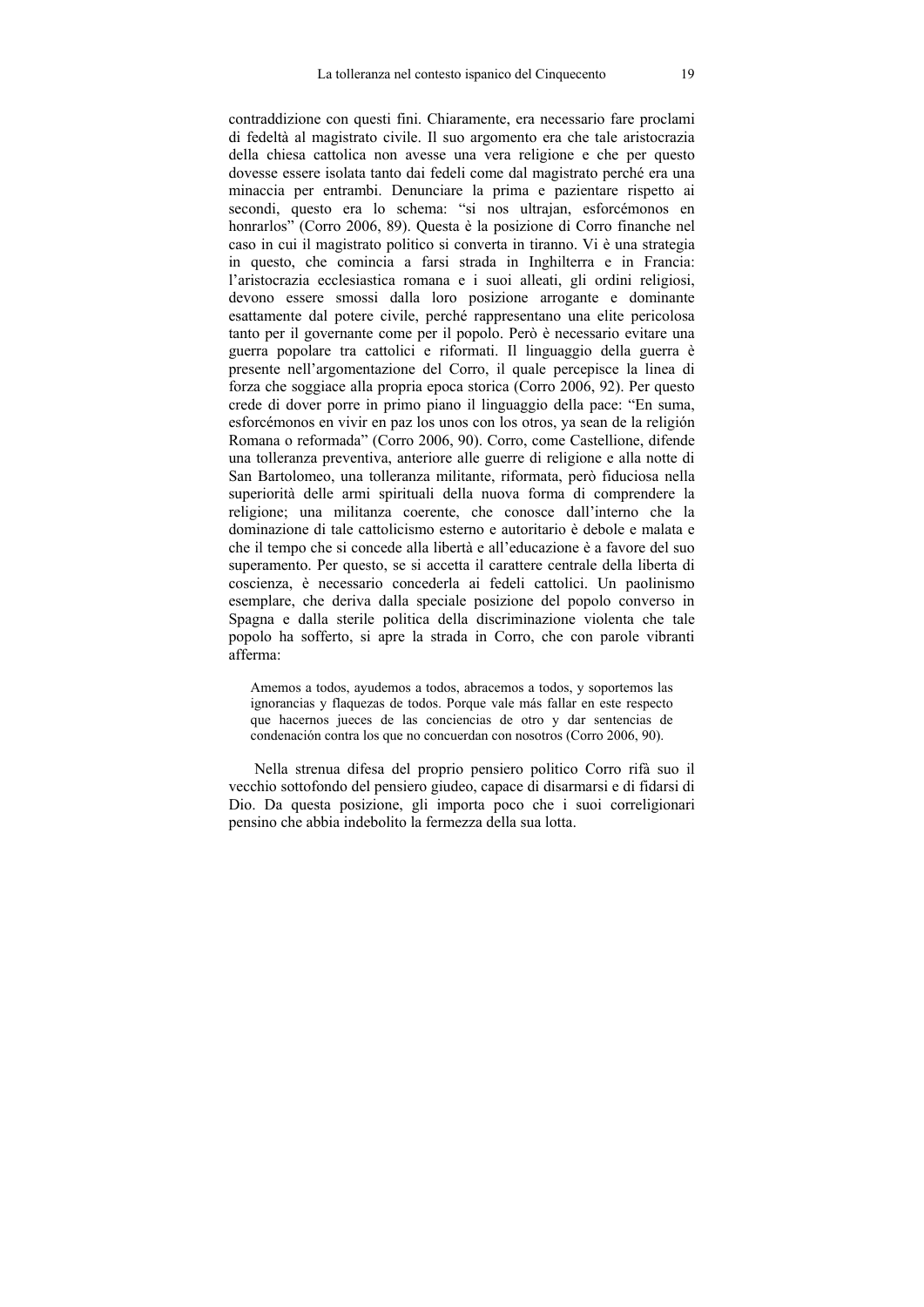contraddizione con questi fini. Chiaramente, era necessario fare proclami di fedeltà al magistrato civile. Il suo argomento era che tale aristocrazia della chiesa cattolica non avesse una vera religione e che per questo dovesse essere isolata tanto dai fedeli come dal magistrato perché era una minaccia per entrambi. Denunciare la prima e pazientare rispetto ai secondi, questo era lo schema: "si nos ultrajan, esforcémonos en honrarlos" (Corro 2006, 89). Questa è la posizione di Corro finanche nel caso in cui il magistrato politico si converta in tiranno. Vi è una strategia in questo, che comincia a farsi strada in Inghilterra e in Francia: l'aristocrazia ecclesiastica romana e i suoi alleati, gli ordini religiosi, devono essere smossi dalla loro posizione arrogante e dominante esattamente dal potere civile, perché rappresentano una elite pericolosa tanto per il governante come per il popolo. Però è necessario evitare una guerra popolare tra cattolici e riformati. Il linguaggio della guerra è presente nell'argomentazione del Corro, il quale percepisce la linea di forza che soggiace alla propria epoca storica (Corro 2006, 92). Per questo crede di dover porre in primo piano il linguaggio della pace: "En suma, esforcémonos en vivir en paz los unos con los otros, ya sean de la religión Romana o reformada" (Corro 2006, 90). Corro, come Castellione, difende una tolleranza preventiva, anteriore alle guerre di religione e alla notte di San Bartolomeo, una tolleranza militante, riformata, però fiduciosa nella superiorità delle armi spirituali della nuova forma di comprendere la religione; una militanza coerente, che conosce dall'interno che la dominazione di tale cattolicismo esterno e autoritario è debole e malata e che il tempo che si concede alla libertà e all'educazione è a favore del suo superamento. Per questo, se si accetta il carattere centrale della liberta di coscienza, è necessario concederla ai fedeli cattolici. Un paolinismo esemplare, che deriva dalla speciale posizione del popolo converso in Spagna e dalla sterile politica della discriminazione violenta che tale popolo ha sofferto, si apre la strada in Corro, che con parole vibranti afferma:

> Amemos a todos, ayudemos a todos, abracemos a todos, y soportemos las ignorancias y flaquezas de todos. Porque vale más fallar en este respecto que hacernos jueces de las conciencias de otro y dar sentencias de condenación contra los que no concuerdan con nosotros (Corro 2006, 90).

Nella strenua difesa del proprio pensiero politico Corro rifà suo il vecchio sottofondo del pensiero giudeo, capace di disarmarsi e di fidarsi di Dio. Da questa posizione, gli importa poco che i suoi correligionari pensino che abbia indebolito la fermezza della sua lotta.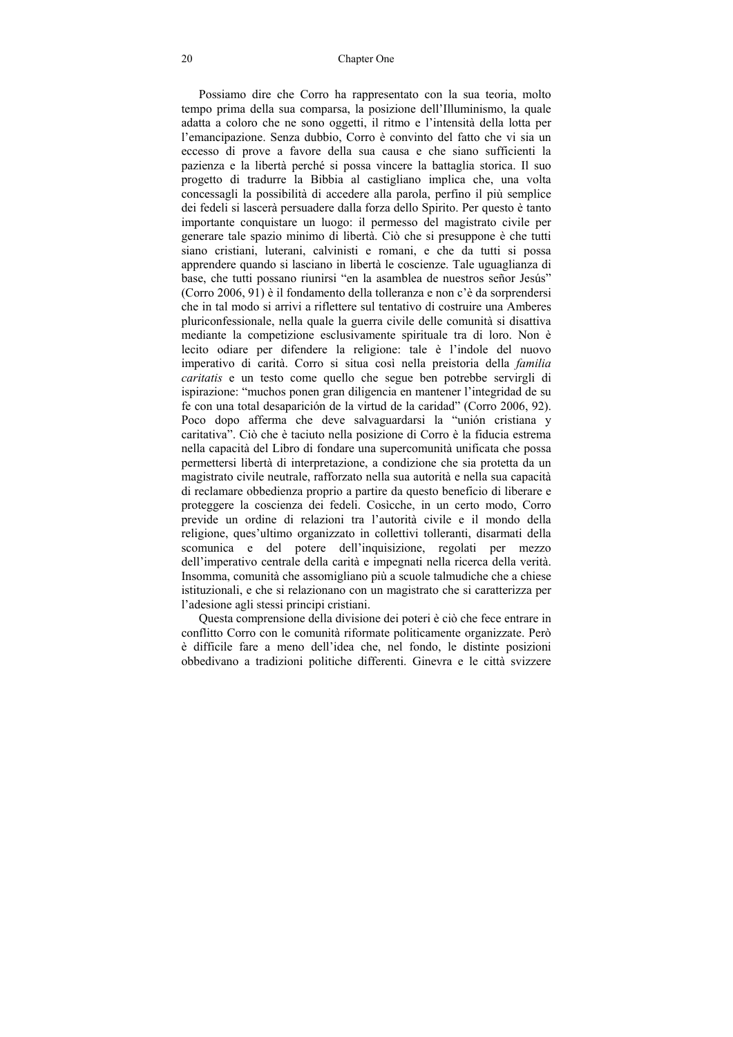Possiamo dire che Corro ha rappresentato con la sua teoria, molto tempo prima della sua comparsa, la posizione dell'Illuminismo, la quale adatta a coloro che ne sono oggetti, il ritmo e l'intensità della lotta per l'emancipazione. Senza dubbio, Corro è convinto del fatto che vi sia un eccesso di prove a favore della sua causa e che siano sufficienti la pazienza e la libertà perché si possa vincere la battaglia storica. Il suo progetto di tradurre la Bibbia al castigliano implica che, una volta concessagli la possibilità di accedere alla parola, perfino il più semplice dei fedeli si lascerà persuadere dalla forza dello Spirito. Per questo è tanto importante conquistare un luogo: il permesso del magistrato civile per generare tale spazio minimo di libertà. Ciò che si presuppone è che tutti siano cristiani, luterani, calvinisti e romani, e che da tutti si possa apprendere quando si lasciano in libertà le coscienze. Tale uguaglianza di base, che tutti possano riunirsi "en la asamblea de nuestros señor Jesús" (Corro 2006, 91) è il fondamento della tolleranza e non c'è da sorprendersi che in tal modo si arrivi a riflettere sul tentativo di costruire una Amberes pluriconfessionale, nella quale la guerra civile delle comunità si disattiva mediante la competizione esclusivamente spirituale tra di loro. Non è lecito odiare per difendere la religione: tale è l'indole del nuovo imperativo di carità. Corro si situa così nella preistoria della *familia caritatis* e un testo come quello che segue ben potrebbe servirgli di ispirazione: "muchos ponen gran diligencia en mantener l'integridad de su fe con una total desaparición de la virtud de la caridad" (Corro 2006, 92). Poco dopo afferma che deve salvaguardarsi la "unión cristiana y caritativa". Ciò che è taciuto nella posizione di Corro è la fiducia estrema nella capacità del Libro di fondare una supercomunità unificata che possa permettersi libertà di interpretazione, a condizione che sia protetta da un magistrato civile neutrale, rafforzato nella sua autorità e nella sua capacità di reclamare obbedienza proprio a partire da questo beneficio di liberare e proteggere la coscienza dei fedeli. Cosicché, in un certo modo, Corro previde un ordine di relazioni tra l'autorità civile e il mondo della religione, ques'ultimo organizzato in collettivi tolleranti, disarmati della scomunica e del potere dell'inquisizione, regolati per mezzo dell'imperativo centrale della carità e impegnati nella ricerca della verità. Insomma, comunità che assomigliano più a scuole talmudiche che a chiese istituzionali, e che si relazionano con un magistrato che si caratterizza per l'adesione agli stessi principi cristiani.

Questa comprensione della divisione dei poteri è ciò che fece entrare in conflitto Corro con le comunità riformate politicamente organizzate. Però è difficile fare a meno dell'idea che, nel fondo, le distinte posizioni obbedivano a tradizioni politiche differenti. Ginevra e le città svizzere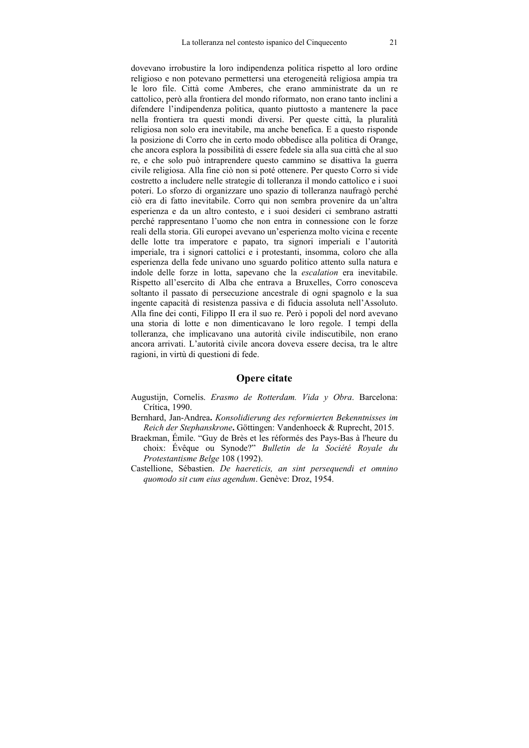dovevano irrobustire la loro indipendenza politica rispetto al loro ordine religioso e non potevano permettersi una eterogeneità religiosa ampia tra le loro file. Città come Amberes, che erano amministrate da un re cattolico, però alla frontiera del mondo riformato, non erano tanto inclini a difendere l'indipendenza politica, quanto piuttosto a mantenere la pace nella frontiera tra questi mondi diversi. Per queste città, la pluralità religiosa non solo era inevitabile, ma anche benefica. E a questo risponde la posizione di Corro che in certo modo obbedisce alla politica di Orange, che ancora esplora la possibilità di essere fedele sia alla sua città che al suo re, e che solo può intraprendere questo cammino se disattiva la guerra civile religiosa. Alla fine ciò non si poté ottenere. Per questo Corro si vide costretto a includere nelle strategie di tolleranza il mondo cattolico e i suoi poteri. Lo sforzo di organizzare uno spazio di tolleranza naufragò perché ciò era di fatto inevitabile. Corro qui non sembra provenire da un'altra esperienza e da un altro contesto, e i suoi desideri ci sembrano astratti perché rappresentano l'uomo che non entra in connessione con le forze reali della storia. Gli europei avevano un'esperienza molto vicina e recente delle lotte tra imperatore e papato, tra signori imperiali e l'autorità imperiale, tra i signori cattolici e i protestanti, insomma, coloro che alla esperienza della fede univano uno sguardo politico attento sulla natura e indole delle forze in lotta, sapevano che la *escalation* era inevitabile. Rispetto all'esercito di Alba che entrava a Bruxelles, Corro conosceva soltanto il passato di persecuzione ancestrale di ogni spagnolo e la sua ingente capacità di resistenza passiva e di fiducia assoluta nell'Assoluto. Alla fine dei conti, Filippo II era il suo re. Però i popoli del nord avevano una storia di lotte e non dimenticavano le loro regole. I tempi della tolleranza, che implicavano una autorità civile indiscutibile, non erano ancora arrivati. L'autorità civile ancora doveva essere decisa, tra le altre ragioni, in virtù di questioni di fede.

## Opere citate

Augustijn, Cornelis. *Erasmo de Rotterdam. Vida y Obra*. Barcelona: Crítica, 1990.

Bernhard, Jan-Andrea**.** *Konsolidierung des reformierten Bekenntnisses im Reich der Stephanskrone***.** Göttingen: Vandenhoeck & Ruprecht, 2015.

Braekman, Émile. "Guy de Brès et les réformés des Pays-Bas à l'heure du choix: Évêque ou Synode?" *Bulletin de la Société Royale du Protestantisme Belge* 108 (1992).

Castellione, Sébastien. *De haereticis, an sint persequendi et omnino quomodo sit cum eius agendum*. Genève: Droz, 1954.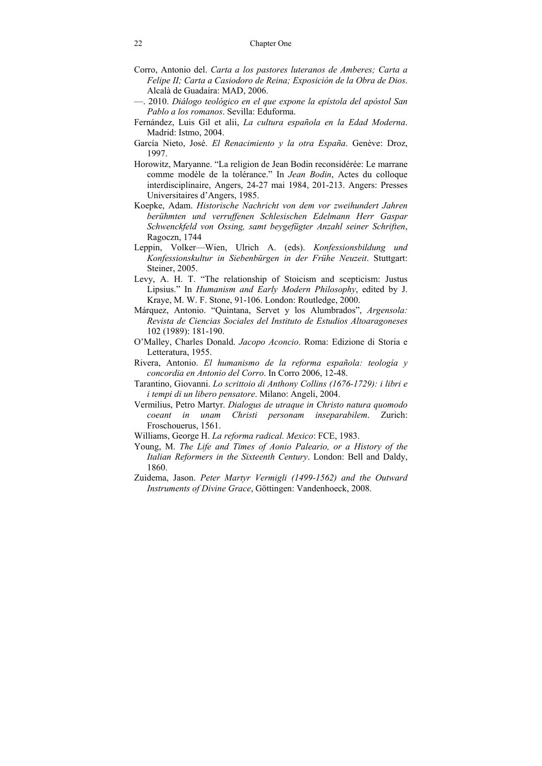Corro, Antonio del. *Carta a los pastores luteranos de Amberes; Carta a Felipe II; Carta a Casiodoro de Reina; Exposición de la Obra de Dios*. Alcalà de Guadaíra: MAD, 2006.

—. 2010. *Diálogo teológico en el que expone la epístola del apóstol San Pablo a los romanos*. Sevilla: Eduforma.

Fernández, Luis Gil et alii, *La cultura española en la Edad Moderna*. Madrid: Istmo, 2004.

García Nieto, José. *El Renacimiento y la otra España*. Genève: Droz, 1997.

Horowitz, Maryanne. "La religion de Jean Bodin reconsidérée: Le marrane comme modèle de la tolérance." In *Jean Bodin*, Actes du colloque interdisciplinaire, Angers, 24-27 mai 1984, 201-213. Angers: Presses Universitaires d'Angers, 1985.

Koepke, Adam. *Historische Nachricht von dem vor zweihundert Jahren berühmten und verruffenen Schlesischen Edelmann Herr Gaspar Schwenckfeld von Ossing, samt beygefügter Anzahl seiner Schriften*, Ragoczn, 1744

Leppin, Volker—Wien, Ulrich A. (eds). *Konfessionsbildung und Konfessionskultur in Siebenbürgen in der Frühe Neuzeit*. Stuttgart: Steiner, 2005.

Levy, A. H. T. "The relationship of Stoicism and scepticism: Justus Lipsius." In *Humanism and Early Modern Philosophy*, edited by J. Kraye, M. W. F. Stone, 91-106. London: Routledge, 2000.

Márquez, Antonio. "Quintana, Servet y los Alumbrados", *Argensola: Revista de Ciencias Sociales del Instituto de Estudios Altoaragoneses* 102 (1989): 181-190.

O'Malley, Charles Donald. *Jacopo Aconcio*. Roma: Edizione di Storia e Letteratura, 1955.

Rivera, Antonio. *El humanismo de la reforma española: teología y concordia en Antonio del Corro*. In Corro 2006, 12-48.

Tarantino, Giovanni. *Lo scrittoio di Anthony Collins (1676-1729): i libri e i tempi di un libero pensatore*. Milano: Angeli, 2004.

Vermilius, Petro Martyr. *Dialogus de utraque in Christo natura quomodo coeant in unam Christi personam inseparabilem*. Zurich: Froschouerus, 1561.

Williams, George H. *La reforma radical. Mexico*: FCE, 1983.

Young, M. *The Life and Times of Aonio Paleario, or a History of the Italian Reformers in the Sixteenth Century*. London: Bell and Daldy, 1860.

Zuidema, Jason. *Peter Martyr Vermigli (1499-1562) and the Outward Instruments of Divine Grace*, Göttingen: Vandenhoeck, 2008.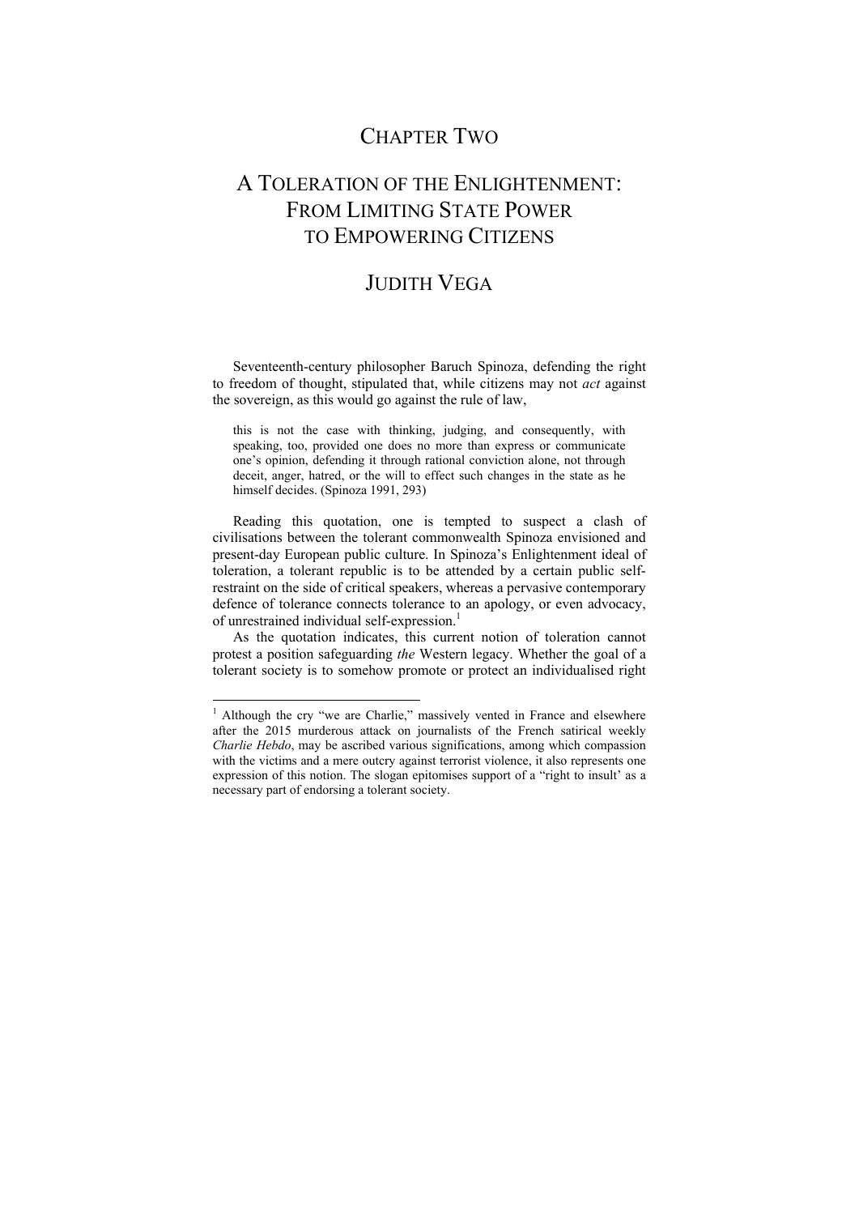# Chapter Two

## A Toleration of the Enlightenment: From Limiting State Power to Empowering Citizens

### Judith Vega

Seventeenth-century philosopher Baruch Spinoza, defending the right to freedom of thought, stipulated that, while citizens may not *act* against the sovereign, as this would go against the rule of law,

> this is not the case with thinking, judging, and consequently, with speaking, too, provided one does no more than express or communicate one's opinion, defending it through rational conviction alone, not through deceit, anger, hatred, or the will to effect such changes in the state as he himself decides. (Spinoza 1991, 293)

Reading this quotation, one is tempted to suspect a clash of civilisations between the tolerant commonwealth Spinoza envisioned and present-day European public culture. In Spinoza's Enlightenment ideal of toleration, a tolerant republic is to be attended by a certain public self-restraint on the side of critical speakers, whereas a pervasive contemporary defence of tolerance connects tolerance to an apology, or even advocacy, of unrestrained individual self-expression.[1]

As the quotation indicates, this current notion of toleration cannot protest a position safeguarding *the* Western legacy. Whether the goal of a tolerant society is to somehow promote or protect an individualised right

---

[1] Although the cry "we are Charlie," massively vented in France and elsewhere after the 2015 murderous attack on journalists of the French satirical weekly *Charlie Hebdo*, may be ascribed various significations, among which compassion with the victims and a mere outcry against terrorist violence, it also represents one expression of this notion. The slogan epitomises support of a "right to insult' as a necessary part of endorsing a tolerant society.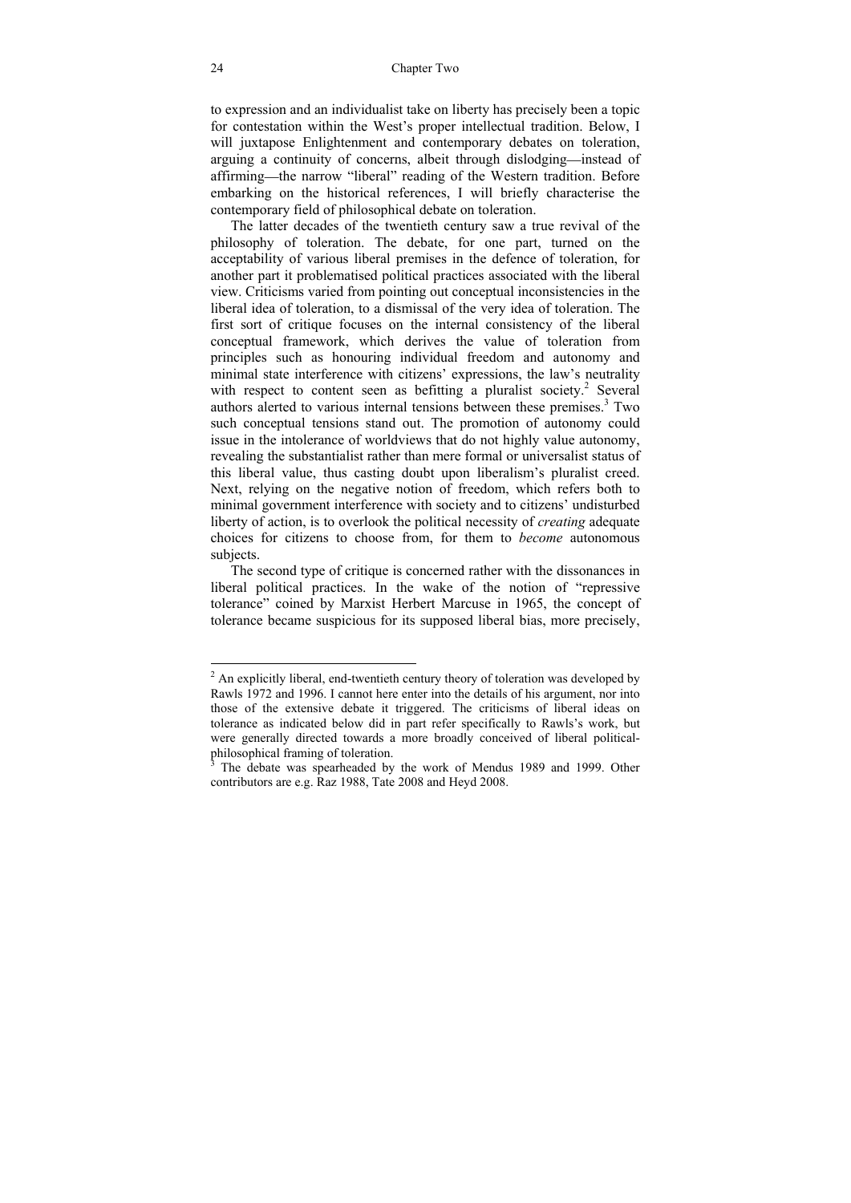to expression and an individualist take on liberty has precisely been a topic for contestation within the West's proper intellectual tradition. Below, I will juxtapose Enlightenment and contemporary debates on toleration, arguing a continuity of concerns, albeit through dislodging—instead of affirming—the narrow "liberal" reading of the Western tradition. Before embarking on the historical references, I will briefly characterise the contemporary field of philosophical debate on toleration.

The latter decades of the twentieth century saw a true revival of the philosophy of toleration. The debate, for one part, turned on the acceptability of various liberal premises in the defence of toleration, for another part it problematised political practices associated with the liberal view. Criticisms varied from pointing out conceptual inconsistencies in the liberal idea of toleration, to a dismissal of the very idea of toleration. The first sort of critique focuses on the internal consistency of the liberal conceptual framework, which derives the value of toleration from principles such as honouring individual freedom and autonomy and minimal state interference with citizens' expressions, the law's neutrality with respect to content seen as befitting a pluralist society.[2] Several authors alerted to various internal tensions between these premises.[3] Two such conceptual tensions stand out. The promotion of autonomy could issue in the intolerance of worldviews that do not highly value autonomy, revealing the substantialist rather than mere formal or universalist status of this liberal value, thus casting doubt upon liberalism's pluralist creed. Next, relying on the negative notion of freedom, which refers both to minimal government interference with society and to citizens' undisturbed liberty of action, is to overlook the political necessity of *creating* adequate choices for citizens to choose from, for them to *become* autonomous subjects.

The second type of critique is concerned rather with the dissonances in liberal political practices. In the wake of the notion of "repressive tolerance" coined by Marxist Herbert Marcuse in 1965, the concept of tolerance became suspicious for its supposed liberal bias, more precisely,

---

[2] An explicitly liberal, end-twentieth century theory of toleration was developed by Rawls 1972 and 1996. I cannot here enter into the details of his argument, nor into those of the extensive debate it triggered. The criticisms of liberal ideas on tolerance as indicated below did in part refer specifically to Rawls's work, but were generally directed towards a more broadly conceived of liberal political-philosophical framing of toleration.

[3] The debate was spearheaded by the work of Mendus 1989 and 1999. Other contributors are e.g. Raz 1988, Tate 2008 and Heyd 2008.